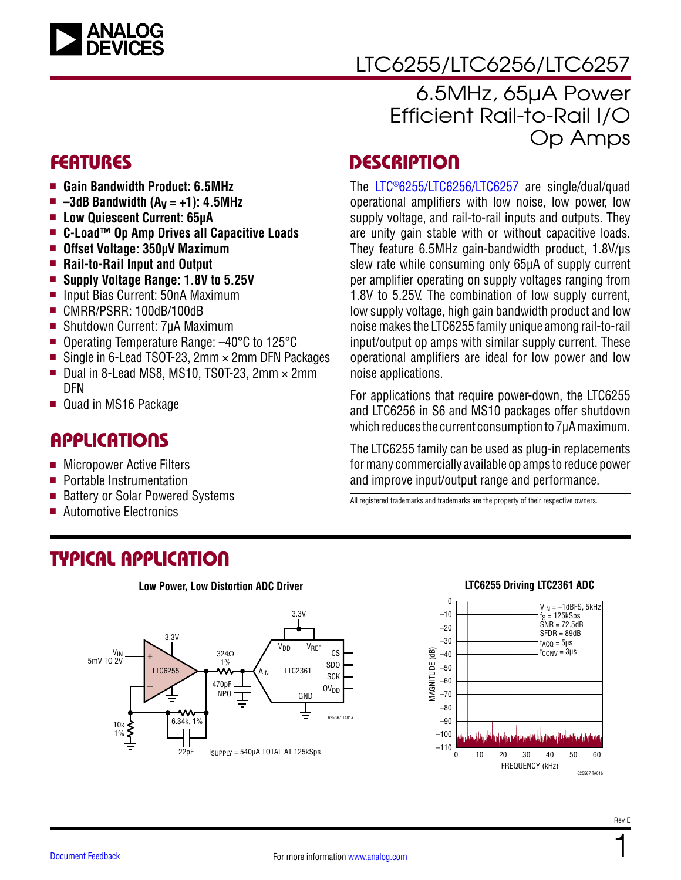# LTC6255/LTC6256/LTC6257

## 6.5MHz, 65μA Power Efficient Rail-to-Rail I/O Op Amps

## FEATURES

- **Gain Bandwidth Product: 6.5MHz**
- **–3dB Bandwidth ($A_V$ = +1): 4.5MHz**
- **Low Quiescent Current: 65μA**
- **C-Load™ Op Amp Drives all Capacitive Loads**
- **Offset Voltage: 350μV Maximum**
- **Rail-to-Rail Input and Output**
- **Supply Voltage Range: 1.8V to 5.25V**
- Input Bias Current: 50nA Maximum
- CMRR/PSRR: 100dB/100dB
- Shutdown Current: 7μA Maximum
- Operating Temperature Range: –40°C to 125°C
- Single in 6-Lead TSOT-23, 2mm × 2mm DFN Packages
- Dual in 8-Lead MS8, MS10, TSOT-23, 2mm × 2mm DFN
- Quad in MS16 Package

## APPLICATIONS

- Micropower Active Filters
- Portable Instrumentation
- Battery or Solar Powered Systems
- Automotive Electronics

## DESCRIPTION

The LTC®6255/LTC6256/LTC6257 are single/dual/quad operational amplifiers with low noise, low power, low supply voltage, and rail-to-rail inputs and outputs. They are unity gain stable with or without capacitive loads. They feature 6.5MHz gain-bandwidth product, 1.8V/μs slew rate while consuming only 65μA of supply current per amplifier operating on supply voltages ranging from 1.8V to 5.25V. The combination of low supply current, low supply voltage, high gain bandwidth product and low noise makes the LTC6255 family unique among rail-to-rail input/output op amps with similar supply current. These operational amplifiers are ideal for low power and low noise applications.

For applications that require power-down, the LTC6255 and LTC6256 in S6 and MS10 packages offer shutdown which reduces the current consumption to 7μA maximum.

The LTC6255 family can be used as plug-in replacements for many commercially available op amps to reduce power and improve input/output range and performance.

All registered trademarks and trademarks are the property of their respective owners.

## TYPICAL APPLICATION

**Low Power, Low Distortion ADC Driver**

$V_{IN}$ 5mV TO 2V; LTC6255 (3.3V supply); 324Ω 1%; 470pF NPO; 10k 1%; 6.34k, 1%; 22pF; LTC2361 ($V_{DD}$, $V_{REF}$ = 3.3V; $A_{IN}$, CS, SDO, SCK, $OV_{DD}$, GND)

$I_{SUPPLY}$ = 540μA TOTAL AT 125kSps

**LTC6255 Driving LTC2361 ADC**

$V_{IN}$ = –1dBFS, 5kHz
$f_S$ = 125kSps
SNR = 72.5dB
SFDR = 89dB
$t_{ACQ}$ = 5μs
$t_{CONV}$ = 3μs

MAGNITUDE (dB) vs. FREQUENCY (kHz)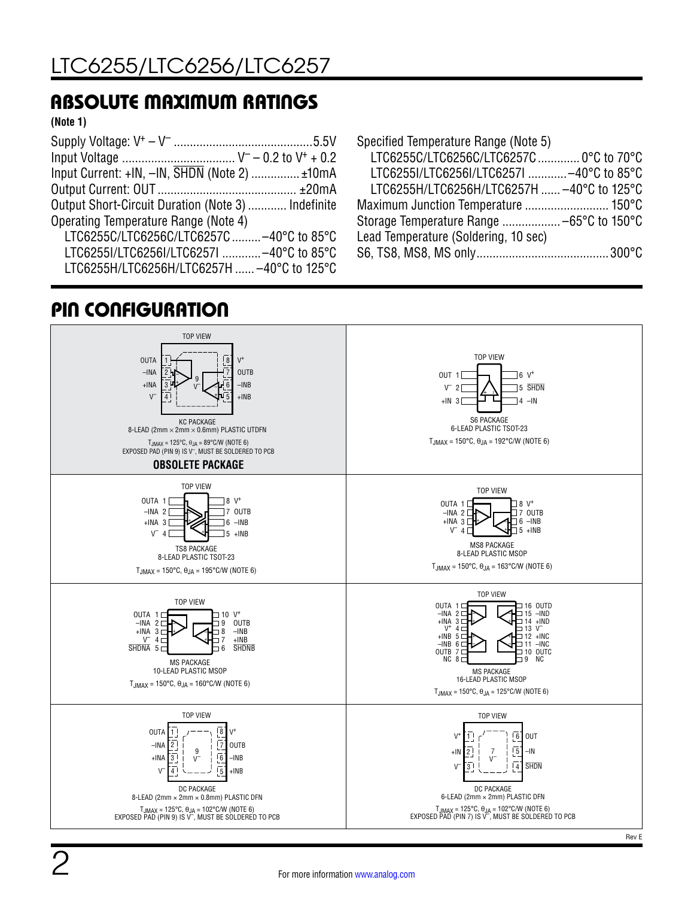## ABSOLUTE MAXIMUM RATINGS

**(Note 1)**

Supply Voltage: $V^+ – V^–$ .......................................... 5.5V
Input Voltage .................................. $V^– – 0.2$ to $V^+ + 0.2$
Input Current: +IN, –IN, $\overline{SHDN}$ (Note 2) ............... ±10mA
Output Current: OUT ........................................... ±20mA
Output Short-Circuit Duration (Note 3) ............ Indefinite
Operating Temperature Range (Note 4)
  LTC6255C/LTC6256C/LTC6257C .........–40°C to 85°C
  LTC6255I/LTC6256I/LTC6257I ............–40°C to 85°C
  LTC6255H/LTC6256H/LTC6257H ...... –40°C to 125°C

Specified Temperature Range (Note 5)
  LTC6255C/LTC6256C/LTC6257C ............. 0°C to 70°C
  LTC6255I/LTC6256I/LTC6257I ............–40°C to 85°C
  LTC6255H/LTC6256H/LTC6257H ...... –40°C to 125°C
Maximum Junction Temperature .......................... 150°C
Storage Temperature Range .................. –65°C to 150°C
Lead Temperature (Soldering, 10 sec)
S6, TS8, MS8, MS only......................................... 300°C

## PIN CONFIGURATION

**KC PACKAGE** (TOP VIEW)
Pins: 1 OUTA, 2 –INA, 3 +INA, 4 $V^–$, 5 +INB, 6 –INB, 7 OUTB, 8 $V^+$, 9 $V^–$
KC PACKAGE
8-LEAD (2mm × 2mm × 0.6mm) PLASTIC UTDFN
$T_{JMAX} = 125°C$, $\theta_{JA} = 89°C/W$ (NOTE 6)
EXPOSED PAD (PIN 9) IS $V^–$, MUST BE SOLDERED TO PCB
**OBSOLETE PACKAGE**

**S6 PACKAGE** (TOP VIEW)
Pins: 1 OUT, 2 $V^–$, 3 +IN, 4 –IN, 5 $\overline{SHDN}$, 6 $V^+$
S6 PACKAGE
6-LEAD PLASTIC TSOT-23
$T_{JMAX} = 150°C$, $\theta_{JA} = 192°C/W$ (NOTE 6)

**TS8 PACKAGE** (TOP VIEW)
Pins: 1 OUTA, 2 –INA, 3 +INA, 4 $V^–$, 5 +INB, 6 –INB, 7 OUTB, 8 $V^+$
TS8 PACKAGE
8-LEAD PLASTIC TSOT-23
$T_{JMAX} = 150°C$, $\theta_{JA} = 195°C/W$ (NOTE 6)

**MS8 PACKAGE** (TOP VIEW)
Pins: 1 OUTA, 2 –INA, 3 +INA, 4 $V^–$, 5 +INB, 6 –INB, 7 OUTB, 8 $V^+$
MS8 PACKAGE
8-LEAD PLASTIC MSOP
$T_{JMAX} = 150°C$, $\theta_{JA} = 163°C/W$ (NOTE 6)

**MS PACKAGE (10-LEAD)** (TOP VIEW)
Pins: 1 OUTA, 2 –INA, 3 +INA, 4 $V^–$, 5 $\overline{SHDNA}$, 6 $\overline{SHDNB}$, 7 +INB, 8 –INB, 9 OUTB, 10 $V^+$
MS PACKAGE
10-LEAD PLASTIC MSOP
$T_{JMAX} = 150°C$, $\theta_{JA} = 160°C/W$ (NOTE 6)

**MS PACKAGE (16-LEAD)** (TOP VIEW)
Pins: 1 OUTA, 2 –INA, 3 +INA, 4 $V^+$, 5 +INB, 6 –INB, 7 OUTB, 8 NC, 9 NC, 10 OUTC, 11 –INC, 12 +INC, 13 $V^–$, 14 +IND, 15 –IND, 16 OUTD
MS PACKAGE
16-LEAD PLASTIC MSOP
$T_{JMAX} = 150°C$, $\theta_{JA} = 125°C/W$ (NOTE 6)

**DC PACKAGE (8-LEAD)** (TOP VIEW)
Pins: 1 OUTA, 2 –INA, 3 +INA, 4 $V^–$, 5 +INB, 6 –INB, 7 OUTB, 8 $V^+$, 9 $V^–$
DC PACKAGE
8-LEAD (2mm × 2mm × 0.8mm) PLASTIC DFN
$T_{JMAX} = 125°C$, $\theta_{JA} = 102°C/W$ (NOTE 6)
EXPOSED PAD (PIN 9) IS $V^–$, MUST BE SOLDERED TO PCB

**DC PACKAGE (6-LEAD)** (TOP VIEW)
Pins: 1 $V^+$, 2 +IN, 3 $V^–$, 4 $\overline{SHDN}$, 5 –IN, 6 OUT, 7 $V^–$
DC PACKAGE
6-LEAD (2mm × 2mm) PLASTIC DFN
$T_{JMAX} = 125°C$, $\theta_{JA} = 102°C/W$ (NOTE 6)
EXPOSED PAD (PIN 7) IS $V^–$, MUST BE SOLDERED TO PCB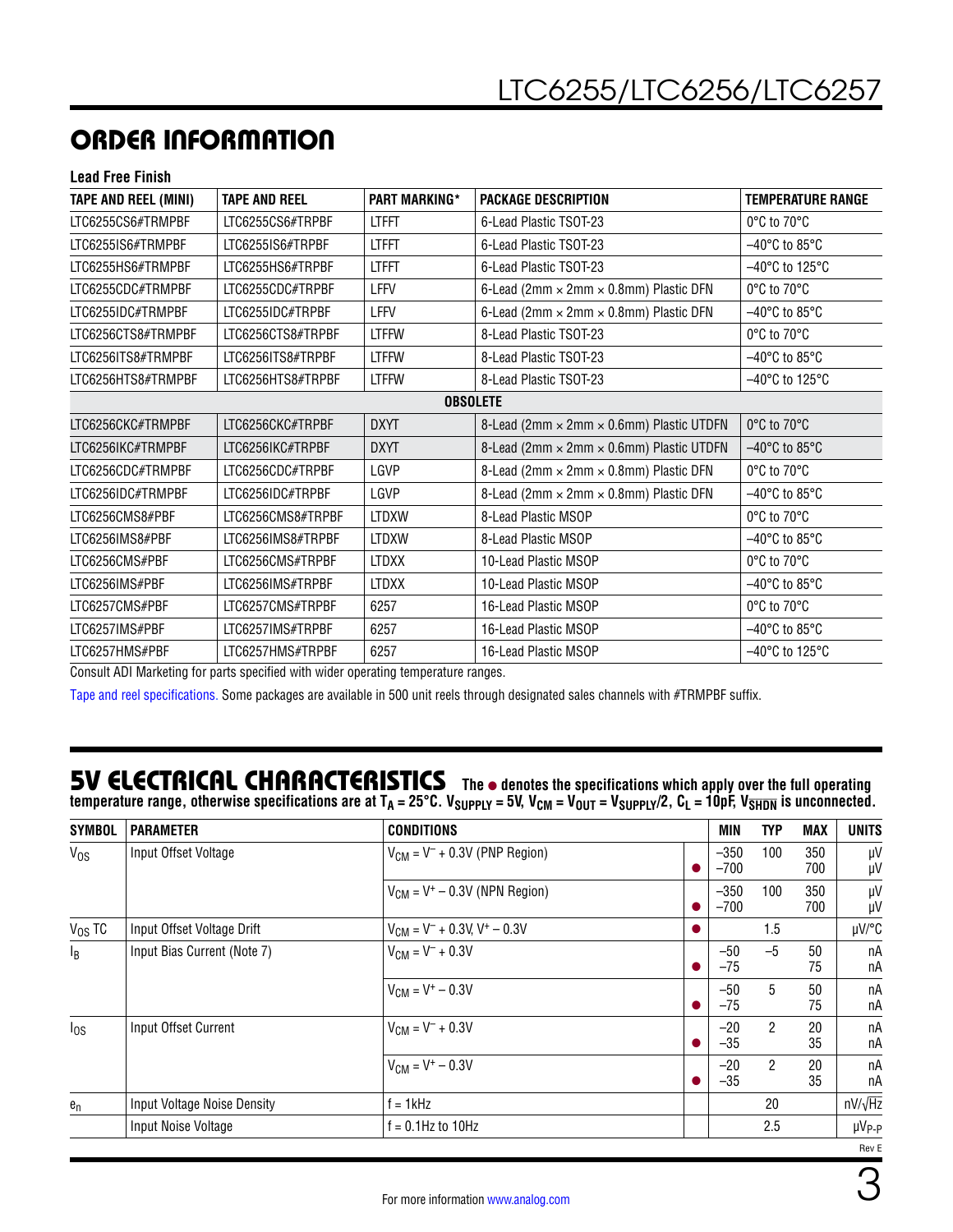## ORDER INFORMATION

**Lead Free Finish**

| TAPE AND REEL (MINI) | TAPE AND REEL | PART MARKING* | PACKAGE DESCRIPTION | TEMPERATURE RANGE |
|---|---|---|---|---|
| LTC6255CS6#TRMPBF | LTC6255CS6#TRPBF | LTFFT | 6-Lead Plastic TSOT-23 | 0°C to 70°C |
| LTC6255IS6#TRMPBF | LTC6255IS6#TRPBF | LTFFT | 6-Lead Plastic TSOT-23 | –40°C to 85°C |
| LTC6255HS6#TRMPBF | LTC6255HS6#TRPBF | LTFFT | 6-Lead Plastic TSOT-23 | –40°C to 125°C |
| LTC6255CDC#TRMPBF | LTC6255CDC#TRPBF | LFFV | 6-Lead (2mm × 2mm × 0.8mm) Plastic DFN | 0°C to 70°C |
| LTC6255IDC#TRMPBF | LTC6255IDC#TRPBF | LFFV | 6-Lead (2mm × 2mm × 0.8mm) Plastic DFN | –40°C to 85°C |
| LTC6256CTS8#TRMPBF | LTC6256CTS8#TRPBF | LTFFW | 8-Lead Plastic TSOT-23 | 0°C to 70°C |
| LTC6256ITS8#TRMPBF | LTC6256ITS8#TRPBF | LTFFW | 8-Lead Plastic TSOT-23 | –40°C to 85°C |
| LTC6256HTS8#TRMPBF | LTC6256HTS8#TRPBF | LTFFW | 8-Lead Plastic TSOT-23 | –40°C to 125°C |
| | | **OBSOLETE** | | |
| LTC6256CKC#TRMPBF | LTC6256CKC#TRPBF | DXYT | 8-Lead (2mm × 2mm × 0.6mm) Plastic UTDFN | 0°C to 70°C |
| LTC6256IKC#TRMPBF | LTC6256IKC#TRPBF | DXYT | 8-Lead (2mm × 2mm × 0.6mm) Plastic UTDFN | –40°C to 85°C |
| LTC6256CDC#TRMPBF | LTC6256CDC#TRPBF | LGVP | 8-Lead (2mm × 2mm × 0.8mm) Plastic DFN | 0°C to 70°C |
| LTC6256IDC#TRMPBF | LTC6256IDC#TRPBF | LGVP | 8-Lead (2mm × 2mm × 0.8mm) Plastic DFN | –40°C to 85°C |
| LTC6256CMS8#PBF | LTC6256CMS8#TRPBF | LTDXW | 8-Lead Plastic MSOP | 0°C to 70°C |
| LTC6256IMS8#PBF | LTC6256IMS8#TRPBF | LTDXW | 8-Lead Plastic MSOP | –40°C to 85°C |
| LTC6256CMS#PBF | LTC6256CMS#TRPBF | LTDXX | 10-Lead Plastic MSOP | 0°C to 70°C |
| LTC6256IMS#PBF | LTC6256IMS#TRPBF | LTDXX | 10-Lead Plastic MSOP | –40°C to 85°C |
| LTC6257CMS#PBF | LTC6257CMS#TRPBF | 6257 | 16-Lead Plastic MSOP | 0°C to 70°C |
| LTC6257IMS#PBF | LTC6257IMS#TRPBF | 6257 | 16-Lead Plastic MSOP | –40°C to 85°C |
| LTC6257HMS#PBF | LTC6257HMS#TRPBF | 6257 | 16-Lead Plastic MSOP | –40°C to 125°C |

Consult ADI Marketing for parts specified with wider operating temperature ranges.

Tape and reel specifications. Some packages are available in 500 unit reels through designated sales channels with #TRMPBF suffix.

## 5V ELECTRICAL CHARACTERISTICS

**The ● denotes the specifications which apply over the full operating temperature range, otherwise specifications are at $T_A$ = 25°C. $V_{SUPPLY}$ = 5V, $V_{CM}$ = $V_{OUT}$ = $V_{SUPPLY}/2$, $C_L$ = 10pF, $V_{\overline{SHDN}}$ is unconnected.**

| SYMBOL | PARAMETER | CONDITIONS | | MIN | TYP | MAX | UNITS |
|---|---|---|---|---|---|---|---|
| $V_{OS}$ | Input Offset Voltage | $V_{CM} = V^- + 0.3V$ (PNP Region) | <br>● | –350<br>–700 | 100 | 350<br>700 | µV<br>µV |
| | | $V_{CM} = V^+ – 0.3V$ (NPN Region) | <br>● | –350<br>–700 | 100 | 350<br>700 | µV<br>µV |
| $V_{OS}$ TC | Input Offset Voltage Drift | $V_{CM} = V^- + 0.3V, V^+ – 0.3V$ | ● | | 1.5 | | µV/°C |
| $I_B$ | Input Bias Current (Note 7) | $V_{CM} = V^- + 0.3V$ | <br>● | –50<br>–75 | –5 | 50<br>75 | nA<br>nA |
| | | $V_{CM} = V^+ – 0.3V$ | <br>● | –50<br>–75 | 5 | 50<br>75 | nA<br>nA |
| $I_{OS}$ | Input Offset Current | $V_{CM} = V^- + 0.3V$ | <br>● | –20<br>–35 | 2 | 20<br>35 | nA<br>nA |
| | | $V_{CM} = V^+ – 0.3V$ | <br>● | –20<br>–35 | 2 | 20<br>35 | nA<br>nA |
| $e_n$ | Input Voltage Noise Density | f = 1kHz | | | 20 | | nV/√Hz |
| | Input Noise Voltage | f = 0.1Hz to 10Hz | | | 2.5 | | $µV_{P-P}$ |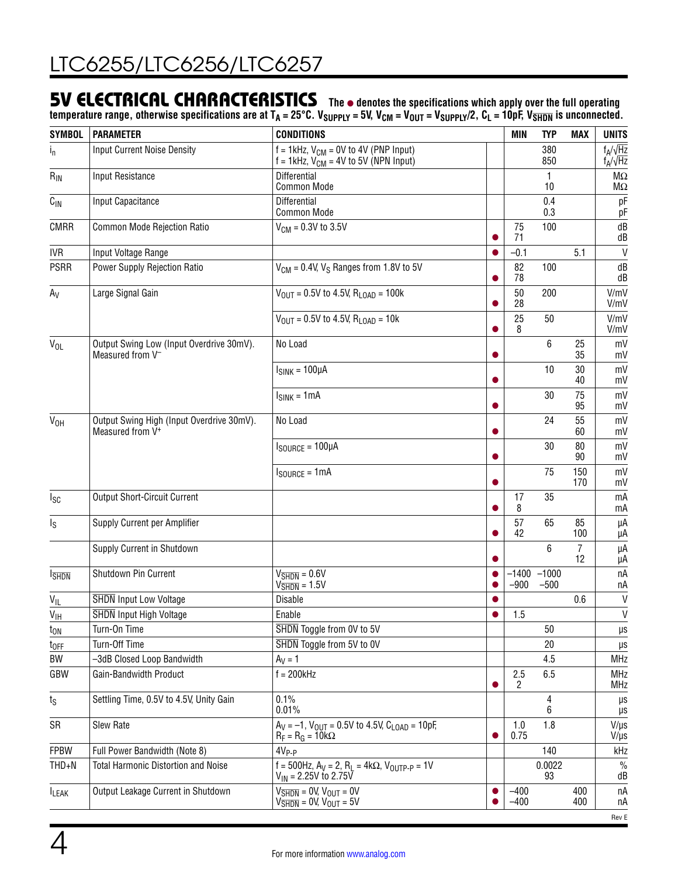## 5V ELECTRICAL CHARACTERISTICS

**The ● denotes the specifications which apply over the full operating temperature range, otherwise specifications are at $T_A$ = 25°C. $V_{SUPPLY}$ = 5V, $V_{CM}$ = $V_{OUT}$ = $V_{SUPPLY}/2$, $C_L$ = 10pF, $V_{\overline{SHDN}}$ is unconnected.**

| SYMBOL | PARAMETER | CONDITIONS | | MIN | TYP | MAX | UNITS |
|---|---|---|---|---|---|---|---|
| $i_n$ | Input Current Noise Density | f = 1kHz, $V_{CM}$ = 0V to 4V (PNP Input)<br>f = 1kHz, $V_{CM}$ = 4V to 5V (NPN Input) | | | 380<br>850 | | $f_A/\sqrt{Hz}$<br>$f_A/\sqrt{Hz}$ |
| $R_{IN}$ | Input Resistance | Differential<br>Common Mode | | | 1<br>10 | | MΩ<br>MΩ |
| $C_{IN}$ | Input Capacitance | Differential<br>Common Mode | | | 0.4<br>0.3 | | pF<br>pF |
| CMRR | Common Mode Rejection Ratio | $V_{CM}$ = 0.3V to 3.5V | <br>● | 75<br>71 | 100 | | dB<br>dB |
| IVR | Input Voltage Range | | ● | –0.1 | | 5.1 | V |
| PSRR | Power Supply Rejection Ratio | $V_{CM}$ = 0.4V, $V_S$ Ranges from 1.8V to 5V | <br>● | 82<br>78 | 100 | | dB<br>dB |
| $A_V$ | Large Signal Gain | $V_{OUT}$ = 0.5V to 4.5V, $R_{LOAD}$ = 100k | <br>● | 50<br>28 | 200 | | V/mV<br>V/mV |
| | | $V_{OUT}$ = 0.5V to 4.5V, $R_{LOAD}$ = 10k | <br>● | 25<br>8 | 50 | | V/mV<br>V/mV |
| $V_{OL}$ | Output Swing Low (Input Overdrive 30mV). Measured from $V^-$ | No Load | <br>● | | 6 | 25<br>35 | mV<br>mV |
| | | $I_{SINK}$ = 100µA | <br>● | | 10 | 30<br>40 | mV<br>mV |
| | | $I_{SINK}$ = 1mA | <br>● | | 30 | 75<br>95 | mV<br>mV |
| $V_{OH}$ | Output Swing High (Input Overdrive 30mV). Measured from $V^+$ | No Load | <br>● | | 24 | 55<br>60 | mV<br>mV |
| | | $I_{SOURCE}$ = 100µA | <br>● | | 30 | 80<br>90 | mV<br>mV |
| | | $I_{SOURCE}$ = 1mA | <br>● | | 75 | 150<br>170 | mV<br>mV |
| $I_{SC}$ | Output Short-Circuit Current | | <br>● | 17<br>8 | 35 | | mA<br>mA |
| $I_S$ | Supply Current per Amplifier | | <br>● | 57<br>42 | 65 | 85<br>100 | µA<br>µA |
| | Supply Current in Shutdown | | <br>● | | 6 | 7<br>12 | µA<br>µA |
| $I_{\overline{SHDN}}$ | Shutdown Pin Current | $V_{\overline{SHDN}}$ = 0.6V<br>$V_{\overline{SHDN}}$ = 1.5V | ●<br>● | –1400<br>–900 | –1000<br>–500 | | nA<br>nA |
| $V_{IL}$ | $\overline{SHDN}$ Input Low Voltage | Disable | ● | | | 0.6 | V |
| $V_{IH}$ | $\overline{SHDN}$ Input High Voltage | Enable | ● | 1.5 | | | V |
| $t_{ON}$ | Turn-On Time | $\overline{SHDN}$ Toggle from 0V to 5V | | | 50 | | µs |
| $t_{OFF}$ | Turn-Off Time | $\overline{SHDN}$ Toggle from 5V to 0V | | | 20 | | µs |
| BW | –3dB Closed Loop Bandwidth | $A_V$ = 1 | | | 4.5 | | MHz |
| GBW | Gain-Bandwidth Product | f = 200kHz | <br>● | 2.5<br>2 | 6.5 | | MHz<br>MHz |
| $t_S$ | Settling Time, 0.5V to 4.5V, Unity Gain | 0.1%<br>0.01% | | | 4<br>6 | | µs<br>µs |
| SR | Slew Rate | $A_V$ = –1, $V_{OUT}$ = 0.5V to 4.5V, $C_{LOAD}$ = 10pF, $R_F$ = $R_G$ = 10kΩ | <br>● | 1.0<br>0.75 | 1.8 | | V/µs<br>V/µs |
| FPBW | Full Power Bandwidth (Note 8) | $4V_{P-P}$ | | | 140 | | kHz |
| THD+N | Total Harmonic Distortion and Noise | f = 500Hz, $A_V$ = 2, $R_L$ = 4kΩ, $V_{OUTP-P}$ = 1V<br>$V_{IN}$ = 2.25V to 2.75V | | | 0.0022<br>93 | | %<br>dB |
| $I_{LEAK}$ | Output Leakage Current in Shutdown | $V_{\overline{SHDN}}$ = 0V, $V_{OUT}$ = 0V<br>$V_{\overline{SHDN}}$ = 0V, $V_{OUT}$ = 5V | ●<br>● | –400<br>–400 | | 400<br>400 | nA<br>nA |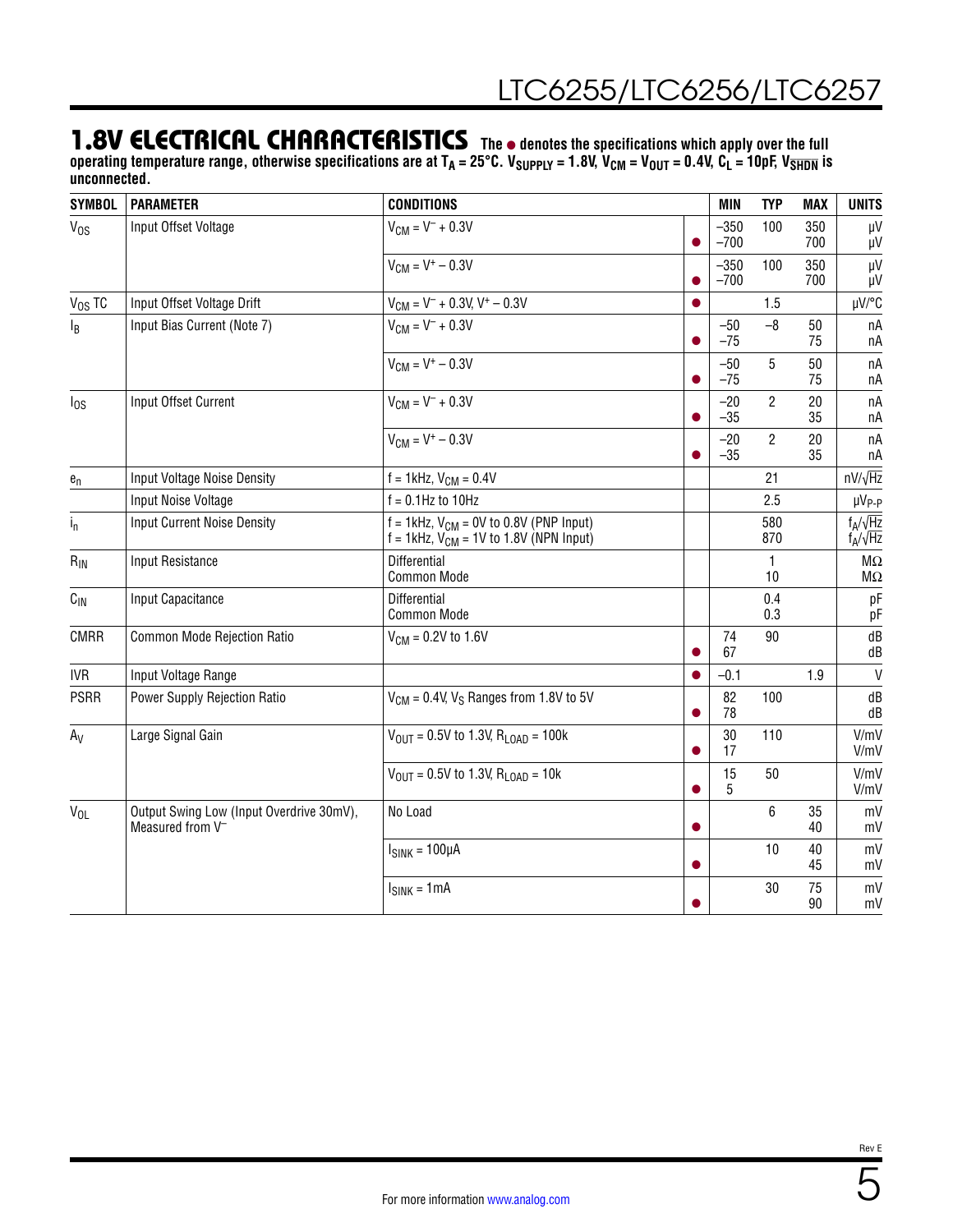## 1.8V ELECTRICAL CHARACTERISTICS

**The ● denotes the specifications which apply over the full operating temperature range, otherwise specifications are at $T_A$ = 25°C. $V_{SUPPLY}$ = 1.8V, $V_{CM}$ = $V_{OUT}$ = 0.4V, $C_L$ = 10pF, $V_{\overline{SHDN}}$ is unconnected.**

| SYMBOL | PARAMETER | CONDITIONS | | MIN | TYP | MAX | UNITS |
|---|---|---|---|---|---|---|---|
| $V_{OS}$ | Input Offset Voltage | $V_{CM} = V^- + 0.3V$ | <br>● | –350<br>–700 | 100 | 350<br>700 | µV<br>µV |
| | | $V_{CM} = V^+ - 0.3V$ | <br>● | –350<br>–700 | 100 | 350<br>700 | µV<br>µV |
| $V_{OS}$ TC | Input Offset Voltage Drift | $V_{CM} = V^- + 0.3V$, $V^+ - 0.3V$ | ● | | 1.5 | | µV/°C |
| $I_B$ | Input Bias Current (Note 7) | $V_{CM} = V^- + 0.3V$ | <br>● | –50<br>–75 | –8 | 50<br>75 | nA<br>nA |
| | | $V_{CM} = V^+ - 0.3V$ | <br>● | –50<br>–75 | 5 | 50<br>75 | nA<br>nA |
| $I_{OS}$ | Input Offset Current | $V_{CM} = V^- + 0.3V$ | <br>● | –20<br>–35 | 2 | 20<br>35 | nA<br>nA |
| | | $V_{CM} = V^+ - 0.3V$ | <br>● | –20<br>–35 | 2 | 20<br>35 | nA<br>nA |
| $e_n$ | Input Voltage Noise Density | f = 1kHz, $V_{CM}$ = 0.4V | | | 21 | | nV/√Hz |
| | Input Noise Voltage | f = 0.1Hz to 10Hz | | | 2.5 | | $\mu V_{P-P}$ |
| $i_n$ | Input Current Noise Density | f = 1kHz, $V_{CM}$ = 0V to 0.8V (PNP Input)<br>f = 1kHz, $V_{CM}$ = 1V to 1.8V (NPN Input) | | | 580<br>870 | | fA/√Hz<br>fA/√Hz |
| $R_{IN}$ | Input Resistance | Differential<br>Common Mode | | | 1<br>10 | | MΩ<br>MΩ |
| $C_{IN}$ | Input Capacitance | Differential<br>Common Mode | | | 0.4<br>0.3 | | pF<br>pF |
| CMRR | Common Mode Rejection Ratio | $V_{CM}$ = 0.2V to 1.6V | <br>● | 74<br>67 | 90 | | dB<br>dB |
| IVR | Input Voltage Range | | ● | –0.1 | | 1.9 | V |
| PSRR | Power Supply Rejection Ratio | $V_{CM}$ = 0.4V, $V_S$ Ranges from 1.8V to 5V | <br>● | 82<br>78 | 100 | | dB<br>dB |
| $A_V$ | Large Signal Gain | $V_{OUT}$ = 0.5V to 1.3V, $R_{LOAD}$ = 100k | <br>● | 30<br>17 | 110 | | V/mV<br>V/mV |
| | | $V_{OUT}$ = 0.5V to 1.3V, $R_{LOAD}$ = 10k | <br>● | 15<br>5 | 50 | | V/mV<br>V/mV |
| $V_{OL}$ | Output Swing Low (Input Overdrive 30mV), Measured from $V^-$ | No Load | <br>● | | 6 | 35<br>40 | mV<br>mV |
| | | $I_{SINK}$ = 100µA | <br>● | | 10 | 40<br>45 | mV<br>mV |
| | | $I_{SINK}$ = 1mA | <br>● | | 30 | 75<br>90 | mV<br>mV |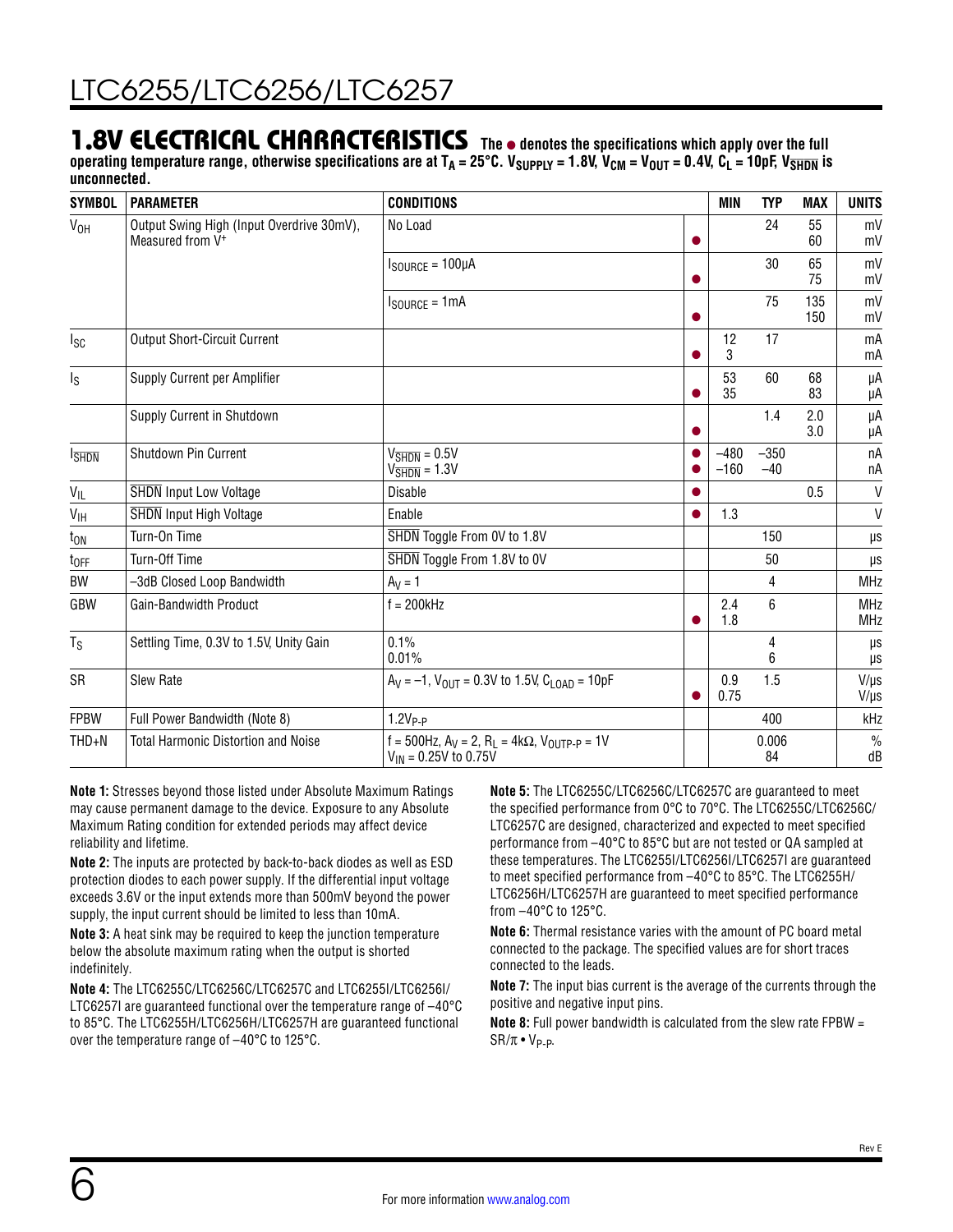## 1.8V ELECTRICAL CHARACTERISTICS

**The ● denotes the specifications which apply over the full operating temperature range, otherwise specifications are at $T_A = 25°C$. $V_{SUPPLY} = 1.8V$, $V_{CM} = V_{OUT} = 0.4V$, $C_L = 10pF$, $V_{\overline{SHDN}}$ is unconnected.**

| SYMBOL | PARAMETER | CONDITIONS | | MIN | TYP | MAX | UNITS |
|---|---|---|---|---|---|---|---|
| $V_{OH}$ | Output Swing High (Input Overdrive 30mV), Measured from V+ | No Load | <br>● | | 24 | 55<br>60 | mV<br>mV |
| | | $I_{SOURCE} = 100µA$ | <br>● | | 30 | 65<br>75 | mV<br>mV |
| | | $I_{SOURCE} = 1mA$ | <br>● | | 75 | 135<br>150 | mV<br>mV |
| $I_{SC}$ | Output Short-Circuit Current | | <br>● | 12<br>3 | 17 | | mA<br>mA |
| $I_S$ | Supply Current per Amplifier | | <br>● | 53<br>35 | 60 | 68<br>83 | µA<br>µA |
| | Supply Current in Shutdown | | <br>● | | 1.4 | 2.0<br>3.0 | µA<br>µA |
| $I_{\overline{SHDN}}$ | Shutdown Pin Current | $V_{\overline{SHDN}} = 0.5V$<br>$V_{\overline{SHDN}} = 1.3V$ | ●<br>● | –480<br>–160 | –350<br>–40 | | nA<br>nA |
| $V_{IL}$ | SHDN Input Low Voltage | Disable | ● | | | 0.5 | V |
| $V_{IH}$ | SHDN Input High Voltage | Enable | ● | 1.3 | | | V |
| $t_{ON}$ | Turn-On Time | SHDN Toggle From 0V to 1.8V | | | 150 | | µs |
| $t_{OFF}$ | Turn-Off Time | SHDN Toggle From 1.8V to 0V | | | 50 | | µs |
| BW | –3dB Closed Loop Bandwidth | $A_V = 1$ | | | 4 | | MHz |
| GBW | Gain-Bandwidth Product | f = 200kHz | <br>● | 2.4<br>1.8 | 6 | | MHz<br>MHz |
| $T_S$ | Settling Time, 0.3V to 1.5V, Unity Gain | 0.1%<br>0.01% | | | 4<br>6 | | µs<br>µs |
| SR | Slew Rate | $A_V = –1$, $V_{OUT} = 0.3V$ to 1.5V, $C_{LOAD} = 10pF$ | <br>● | 0.9<br>0.75 | 1.5 | | V/µs<br>V/µs |
| FPBW | Full Power Bandwidth (Note 8) | $1.2V_{P-P}$ | | | 400 | | kHz |
| THD+N | Total Harmonic Distortion and Noise | f = 500Hz, $A_V = 2$, $R_L = 4kΩ$, $V_{OUTP-P} = 1V$<br>$V_{IN} = 0.25V$ to 0.75V | | | 0.006<br>84 | | %<br>dB |

**Note 1:** Stresses beyond those listed under Absolute Maximum Ratings may cause permanent damage to the device. Exposure to any Absolute Maximum Rating condition for extended periods may affect device reliability and lifetime.

**Note 2:** The inputs are protected by back-to-back diodes as well as ESD protection diodes to each power supply. If the differential input voltage exceeds 3.6V or the input extends more than 500mV beyond the power supply, the input current should be limited to less than 10mA.

**Note 3:** A heat sink may be required to keep the junction temperature below the absolute maximum rating when the output is shorted indefinitely.

**Note 4:** The LTC6255C/LTC6256C/LTC6257C and LTC6255I/LTC6256I/LTC6257I are guaranteed functional over the temperature range of –40°C to 85°C. The LTC6255H/LTC6256H/LTC6257H are guaranteed functional over the temperature range of –40°C to 125°C.

**Note 5:** The LTC6255C/LTC6256C/LTC6257C are guaranteed to meet the specified performance from 0°C to 70°C. The LTC6255C/LTC6256C/LTC6257C are designed, characterized and expected to meet specified performance from –40°C to 85°C but are not tested or QA sampled at these temperatures. The LTC6255I/LTC6256I/LTC6257I are guaranteed to meet specified performance from –40°C to 85°C. The LTC6255H/LTC6256H/LTC6257H are guaranteed to meet specified performance from –40°C to 125°C.

**Note 6:** Thermal resistance varies with the amount of PC board metal connected to the package. The specified values are for short traces connected to the leads.

**Note 7:** The input bias current is the average of the currents through the positive and negative input pins.

**Note 8:** Full power bandwidth is calculated from the slew rate FPBW = $SR/\pi \bullet V_{P-P}$.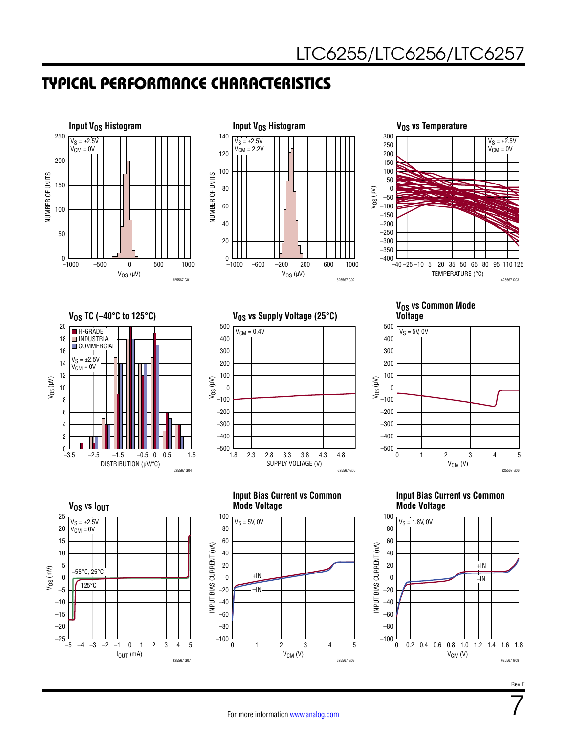## TYPICAL PERFORMANCE CHARACTERISTICS

**Input $V_{OS}$ Histogram**

$V_S = \pm 2.5V$
$V_{CM} = 0V$

NUMBER OF UNITS vs $V_{OS}$ (µV)

625567 G01

**Input $V_{OS}$ Histogram**

$V_S = \pm 2.5V$
$V_{CM} = 2.2V$

NUMBER OF UNITS vs $V_{OS}$ (µV)

625567 G02

**$V_{OS}$ vs Temperature**

$V_S = \pm 2.5V$
$V_{CM} = 0V$

$V_{OS}$ (µV) vs TEMPERATURE (°C)

625567 G03

**$V_{OS}$ TC (–40°C to 125°C)**

H-GRADE, INDUSTRIAL, COMMERCIAL

$V_S = \pm 2.5V$
$V_{CM} = 0V$

$V_{OS}$ (µV) vs DISTRIBUTION (µV/°C)

625567 G04

**$V_{OS}$ vs Supply Voltage (25°C)**

$V_{CM} = 0.4V$

$V_{OS}$ (µV) vs SUPPLY VOLTAGE (V)

625567 G05

**$V_{OS}$ vs Common Mode Voltage**

$V_S = 5V, 0V$

$V_{OS}$ (µV) vs $V_{CM}$ (V)

625567 G06

**$V_{OS}$ vs $I_{OUT}$**

$V_S = \pm 2.5V$
$V_{CM} = 0V$

–55°C, 25°C
125°C

$V_{OS}$ (mV) vs $I_{OUT}$ (mA)

625567 G07

**Input Bias Current vs Common Mode Voltage**

$V_S = 5V, 0V$

+IN
–IN

INPUT BIAS CURRENT (nA) vs $V_{CM}$ (V)

625567 G08

**Input Bias Current vs Common Mode Voltage**

$V_S = 1.8V, 0V$

+IN
–IN

INPUT BIAS CURRENT (nA) vs $V_{CM}$ (V)

625567 G09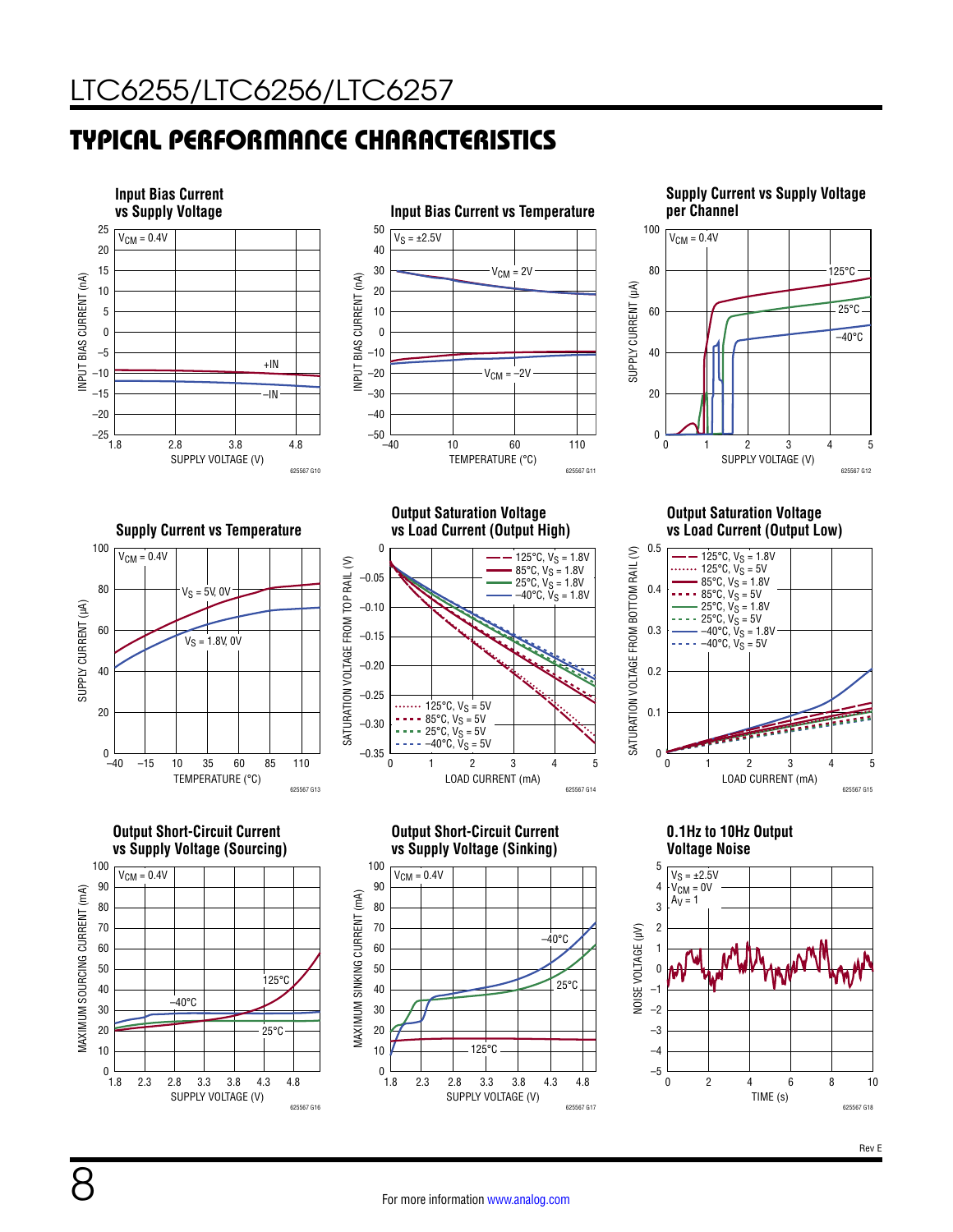## TYPICAL PERFORMANCE CHARACTERISTICS

**Input Bias Current vs Supply Voltage**

$V_{CM}$ = 0.4V

INPUT BIAS CURRENT (nA) vs SUPPLY VOLTAGE (V); curves: +IN, –IN

625567 G10

**Input Bias Current vs Temperature**

$V_S$ = ±2.5V

INPUT BIAS CURRENT (nA) vs TEMPERATURE (°C); curves: $V_{CM}$ = 2V, $V_{CM}$ = –2V

625567 G11

**Supply Current vs Supply Voltage per Channel**

$V_{CM}$ = 0.4V

SUPPLY CURRENT (µA) vs SUPPLY VOLTAGE (V); curves: 125°C, 25°C, –40°C

625567 G12

**Supply Current vs Temperature**

$V_{CM}$ = 0.4V

SUPPLY CURRENT (µA) vs TEMPERATURE (°C); curves: $V_S$ = 5V, 0V; $V_S$ = 1.8V, 0V

625567 G13

**Output Saturation Voltage vs Load Current (Output High)**

SATURATION VOLTAGE FROM TOP RAIL (V) vs LOAD CURRENT (mA); curves: 125°C, $V_S$ = 1.8V; 85°C, $V_S$ = 1.8V; 25°C, $V_S$ = 1.8V; –40°C, $V_S$ = 1.8V; 125°C, $V_S$ = 5V; 85°C, $V_S$ = 5V; 25°C, $V_S$ = 5V; –40°C, $V_S$ = 5V

625567 G14

**Output Saturation Voltage vs Load Current (Output Low)**

SATURATION VOLTAGE FROM BOTTOM RAIL (V) vs LOAD CURRENT (mA); curves: 125°C, $V_S$ = 1.8V; 125°C, $V_S$ = 5V; 85°C, $V_S$ = 1.8V; 85°C, $V_S$ = 5V; 25°C, $V_S$ = 1.8V; 25°C, $V_S$ = 5V; –40°C, $V_S$ = 1.8V; –40°C, $V_S$ = 5V

625567 G15

**Output Short-Circuit Current vs Supply Voltage (Sourcing)**

$V_{CM}$ = 0.4V

MAXIMUM SOURCING CURRENT (mA) vs SUPPLY VOLTAGE (V); curves: 125°C, –40°C, 25°C

625567 G16

**Output Short-Circuit Current vs Supply Voltage (Sinking)**

$V_{CM}$ = 0.4V

MAXIMUM SINKING CURRENT (mA) vs SUPPLY VOLTAGE (V); curves: –40°C, 25°C, 125°C

625567 G17

**0.1Hz to 10Hz Output Voltage Noise**

$V_S$ = ±2.5V
$V_{CM}$ = 0V
$A_V$ = 1

NOISE VOLTAGE (µV) vs TIME (s)

625567 G18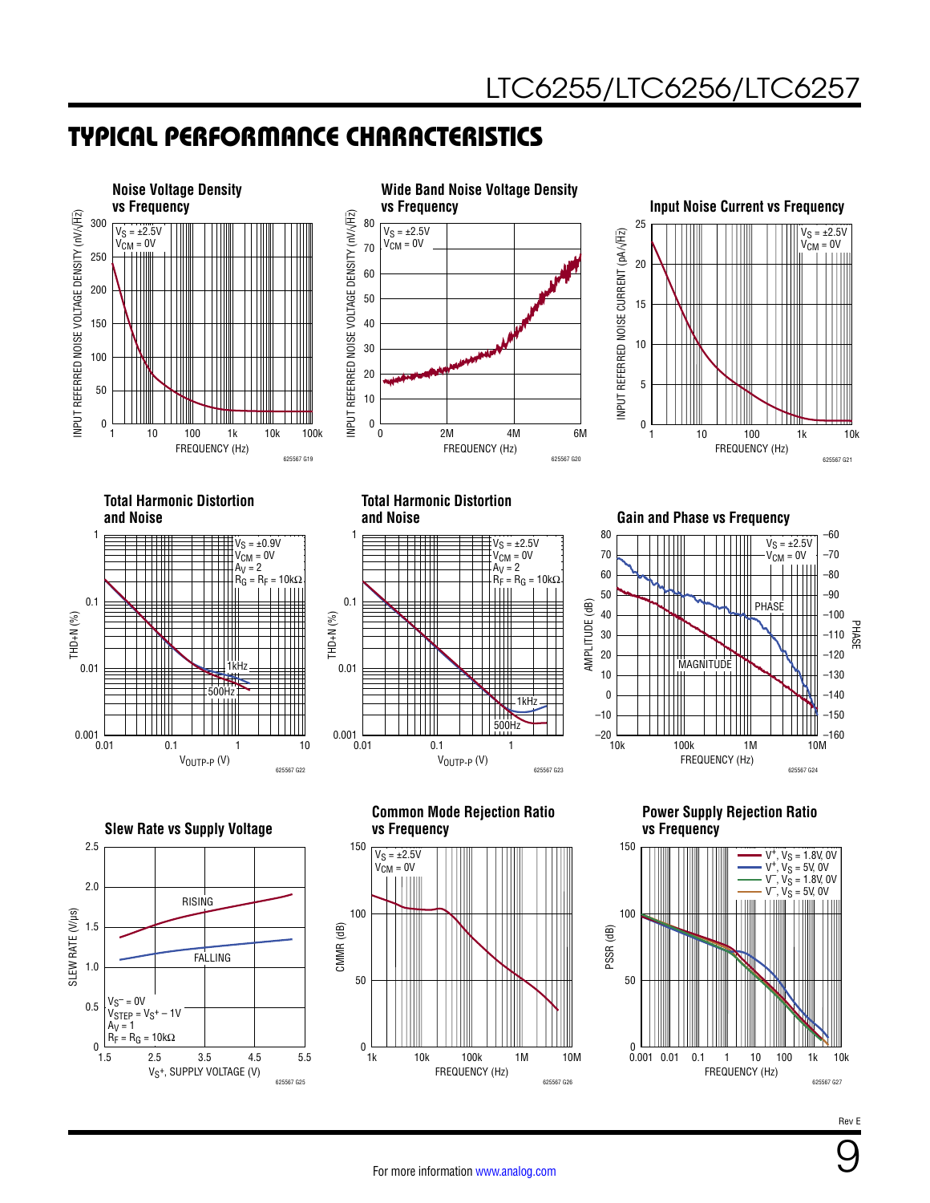## TYPICAL PERFORMANCE CHARACTERISTICS

**Noise Voltage Density vs Frequency**

$V_S = \pm2.5V$
$V_{CM} = 0V$

INPUT REFERRED NOISE VOLTAGE DENSITY (nV/√Hz) vs FREQUENCY (Hz)

625567 G19

**Wide Band Noise Voltage Density vs Frequency**

$V_S = \pm2.5V$
$V_{CM} = 0V$

INPUT REFERRED NOISE VOLTAGE DENSITY (nV/√Hz) vs FREQUENCY (Hz)

625567 G20

**Input Noise Current vs Frequency**

$V_S = \pm2.5V$
$V_{CM} = 0V$

INPUT REFERRED NOISE CURRENT (pA/√Hz) vs FREQUENCY (Hz)

625567 G21

**Total Harmonic Distortion and Noise**

$V_S = \pm0.9V$
$V_{CM} = 0V$
$A_V = 2$
$R_G = R_F = 10k\Omega$

THD+N (%) vs $V_{OUTP-P}$ (V); curves: 1kHz, 500Hz

625567 G22

**Total Harmonic Distortion and Noise**

$V_S = \pm2.5V$
$V_{CM} = 0V$
$A_V = 2$
$R_F = R_G = 10k\Omega$

THD+N (%) vs $V_{OUTP-P}$ (V); curves: 1kHz, 500Hz

625567 G23

**Gain and Phase vs Frequency**

$V_S = \pm2.5V$
$V_{CM} = 0V$

AMPLITUDE (dB) and PHASE vs FREQUENCY (Hz); curves: PHASE, MAGNITUDE

625567 G24

**Slew Rate vs Supply Voltage**

$V_S^- = 0V$
$V_{STEP} = V_S^+ - 1V$
$A_V = 1$
$R_F = R_G = 10k\Omega$

SLEW RATE (V/µs) vs $V_S^+$, SUPPLY VOLTAGE (V); curves: RISING, FALLING

625567 G25

**Common Mode Rejection Ratio vs Frequency**

$V_S = \pm2.5V$
$V_{CM} = 0V$

CMMR (dB) vs FREQUENCY (Hz)

625567 G26

**Power Supply Rejection Ratio vs Frequency**

$V^+$, $V_S$ = 1.8V, 0V
$V^+$, $V_S$ = 5V, 0V
$V^-$, $V_S$ = 1.8V, 0V
$V^-$, $V_S$ = 5V, 0V

PSSR (dB) vs FREQUENCY (Hz)

625567 G27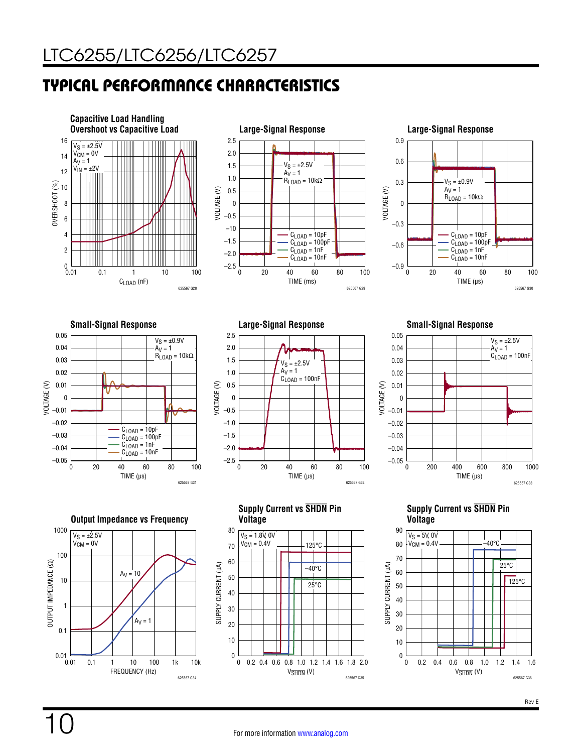## TYPICAL PERFORMANCE CHARACTERISTICS

**Capacitive Load Handling Overshoot vs Capacitive Load**

$V_S = \pm 2.5V$, $V_{CM} = 0V$, $A_V = 1$, $V_{IN} = \pm 2V$

OVERSHOOT (%) vs $C_{LOAD}$ (nF)

625567 G28

**Large-Signal Response**

$V_S = \pm 2.5V$, $A_V = 1$, $R_{LOAD} = 10k\Omega$

$C_{LOAD} = 10pF$, $C_{LOAD} = 100pF$, $C_{LOAD} = 1nF$, $C_{LOAD} = 10nF$

VOLTAGE (V) vs TIME (ms)

625567 G29

**Large-Signal Response**

$V_S = \pm 0.9V$, $A_V = 1$, $R_{LOAD} = 10k\Omega$

$C_{LOAD} = 10pF$, $C_{LOAD} = 100pF$, $C_{LOAD} = 1nF$, $C_{LOAD} = 10nF$

VOLTAGE (V) vs TIME (µs)

625567 G30

**Small-Signal Response**

$V_S = \pm 0.9V$, $A_V = 1$, $R_{LOAD} = 10k\Omega$

$C_{LOAD} = 10pF$, $C_{LOAD} = 100pF$, $C_{LOAD} = 1nF$, $C_{LOAD} = 10nF$

VOLTAGE (V) vs TIME (µs)

625567 G31

**Large-Signal Response**

$V_S = \pm 2.5V$, $A_V = 1$, $C_{LOAD} = 100nF$

VOLTAGE (V) vs TIME (µs)

625567 G32

**Small-Signal Response**

$V_S = \pm 2.5V$, $A_V = 1$, $C_{LOAD} = 100nF$

VOLTAGE (V) vs TIME (µs)

625567 G33

**Output Impedance vs Frequency**

$V_S = \pm 2.5V$, $V_{CM} = 0V$

$A_V = 10$, $A_V = 1$

OUTPUT IMPEDANCE (Ω) vs FREQUENCY (Hz)

625567 G34

**Supply Current vs $\overline{SHDN}$ Pin Voltage**

$V_S = 1.8V, 0V$, $V_{CM} = 0.4V$

125°C, –40°C, 25°C

SUPPLY CURRENT (µA) vs $V_{\overline{SHDN}}$ (V)

625567 G35

**Supply Current vs $\overline{SHDN}$ Pin Voltage**

$V_S = 5V, 0V$, $V_{CM} = 0.4V$

–40°C, 25°C, 125°C

SUPPLY CURRENT (µA) vs $V_{\overline{SHDN}}$ (V)

625567 G36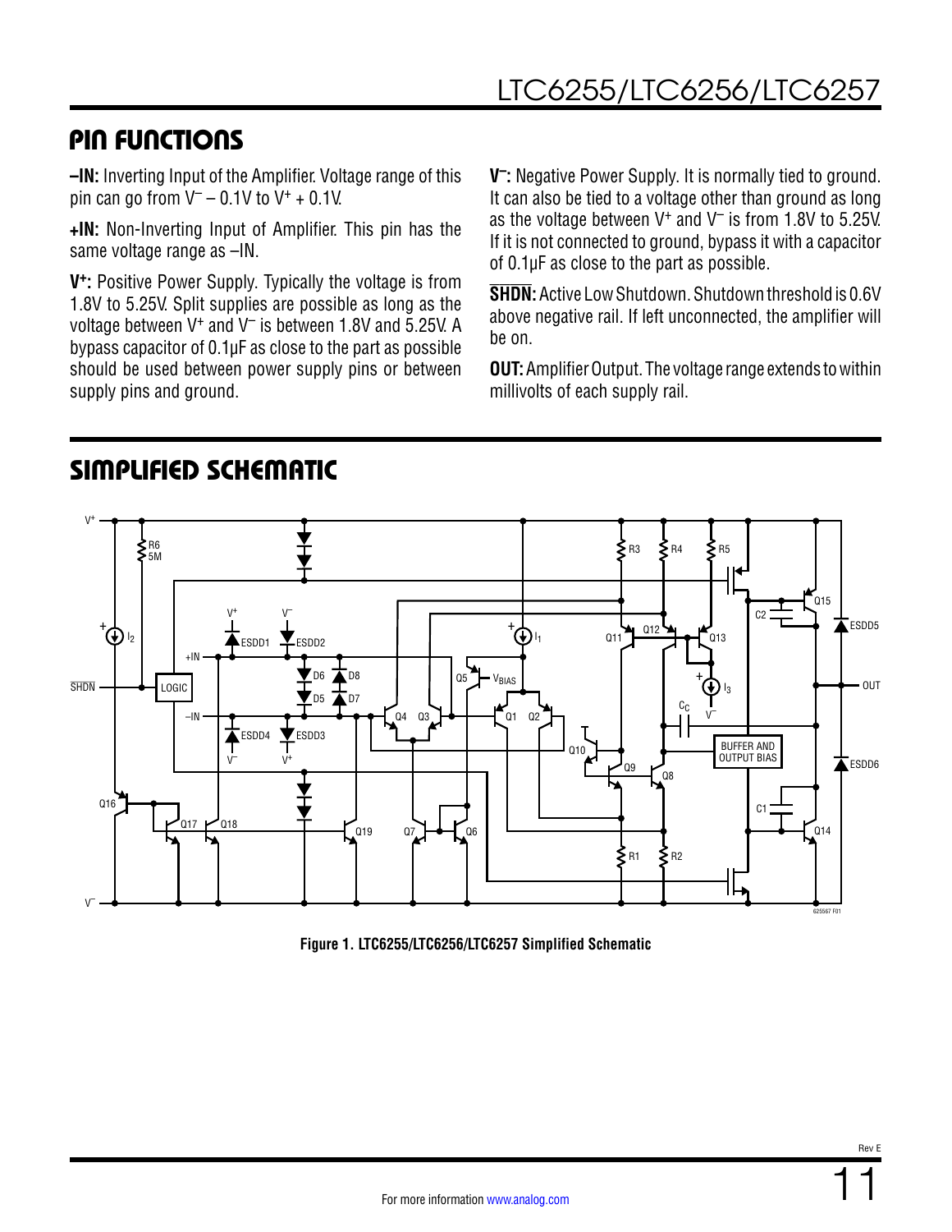## PIN FUNCTIONS

**–IN:** Inverting Input of the Amplifier. Voltage range of this pin can go from $V^- - 0.1V$ to $V^+ + 0.1V$.

**+IN:** Non-Inverting Input of Amplifier. This pin has the same voltage range as –IN.

**$V^+$:** Positive Power Supply. Typically the voltage is from 1.8V to 5.25V. Split supplies are possible as long as the voltage between $V^+$ and $V^-$ is between 1.8V and 5.25V. A bypass capacitor of 0.1µF as close to the part as possible should be used between power supply pins or between supply pins and ground.

**$V^-$:** Negative Power Supply. It is normally tied to ground. It can also be tied to a voltage other than ground as long as the voltage between $V^+$ and $V^-$ is from 1.8V to 5.25V. If it is not connected to ground, bypass it with a capacitor of 0.1µF as close to the part as possible.

**$\overline{\text{SHDN}}$:** Active Low Shutdown. Shutdown threshold is 0.6V above negative rail. If left unconnected, the amplifier will be on.

**OUT:** Amplifier Output. The voltage range extends to within millivolts of each supply rail.

## SIMPLIFIED SCHEMATIC

Figure 1. LTC6255/LTC6256/LTC6257 Simplified Schematic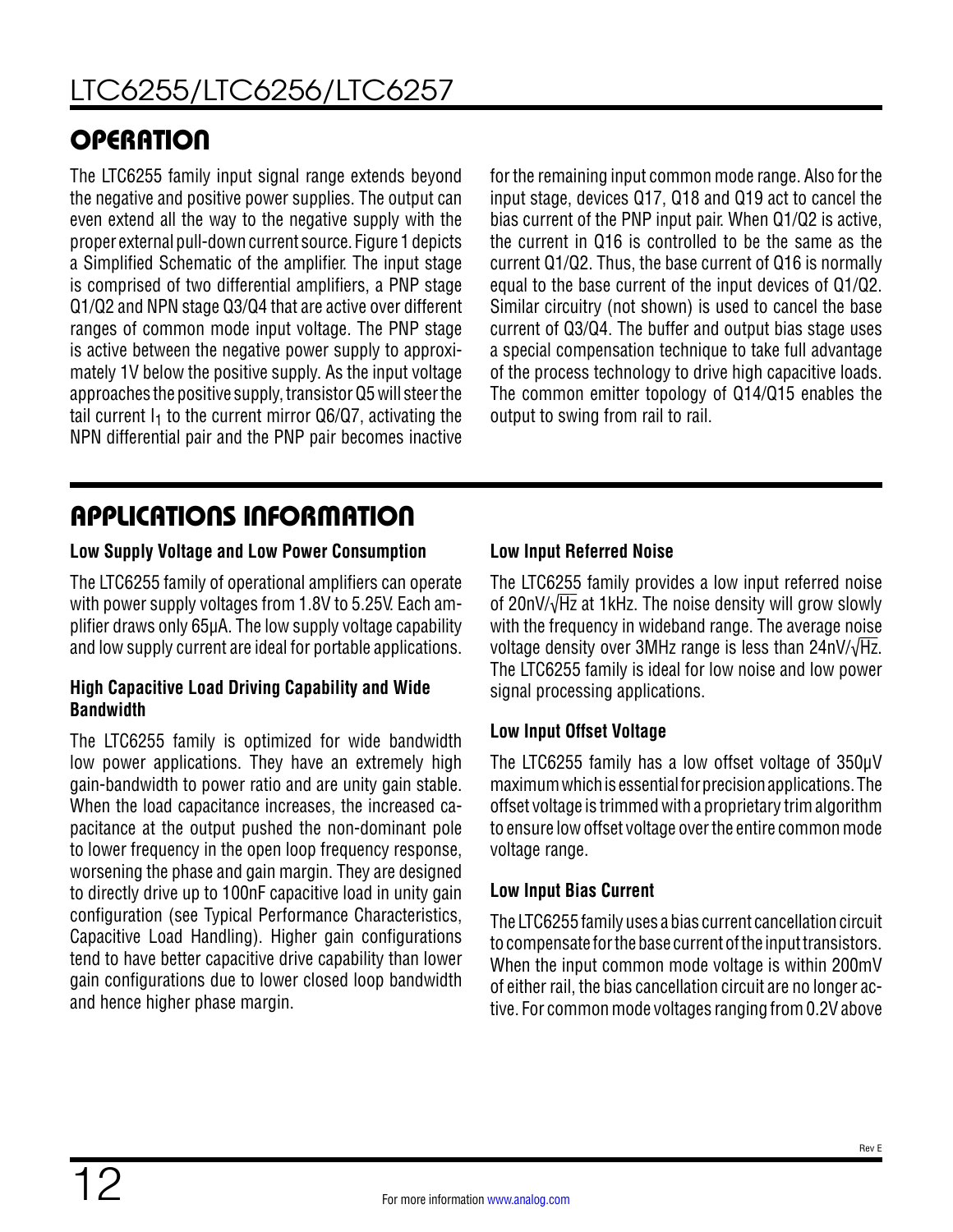## OPERATION

The LTC6255 family input signal range extends beyond the negative and positive power supplies. The output can even extend all the way to the negative supply with the proper external pull-down current source. Figure 1 depicts a Simplified Schematic of the amplifier. The input stage is comprised of two differential amplifiers, a PNP stage Q1/Q2 and NPN stage Q3/Q4 that are active over different ranges of common mode input voltage. The PNP stage is active between the negative power supply to approximately 1V below the positive supply. As the input voltage approaches the positive supply, transistor Q5 will steer the tail current $I_1$ to the current mirror Q6/Q7, activating the NPN differential pair and the PNP pair becomes inactive for the remaining input common mode range. Also for the input stage, devices Q17, Q18 and Q19 act to cancel the bias current of the PNP input pair. When Q1/Q2 is active, the current in Q16 is controlled to be the same as the current Q1/Q2. Thus, the base current of Q16 is normally equal to the base current of the input devices of Q1/Q2. Similar circuitry (not shown) is used to cancel the base current of Q3/Q4. The buffer and output bias stage uses a special compensation technique to take full advantage of the process technology to drive high capacitive loads. The common emitter topology of Q14/Q15 enables the output to swing from rail to rail.

## APPLICATIONS INFORMATION

### Low Supply Voltage and Low Power Consumption

The LTC6255 family of operational amplifiers can operate with power supply voltages from 1.8V to 5.25V. Each amplifier draws only 65μA. The low supply voltage capability and low supply current are ideal for portable applications.

### High Capacitive Load Driving Capability and Wide Bandwidth

The LTC6255 family is optimized for wide bandwidth low power applications. They have an extremely high gain-bandwidth to power ratio and are unity gain stable. When the load capacitance increases, the increased capacitance at the output pushed the non-dominant pole to lower frequency in the open loop frequency response, worsening the phase and gain margin. They are designed to directly drive up to 100nF capacitive load in unity gain configuration (see Typical Performance Characteristics, Capacitive Load Handling). Higher gain configurations tend to have better capacitive drive capability than lower gain configurations due to lower closed loop bandwidth and hence higher phase margin.

### Low Input Referred Noise

The LTC6255 family provides a low input referred noise of $20nV/\sqrt{Hz}$ at 1kHz. The noise density will grow slowly with the frequency in wideband range. The average noise voltage density over 3MHz range is less than $24nV/\sqrt{Hz}$. The LTC6255 family is ideal for low noise and low power signal processing applications.

### Low Input Offset Voltage

The LTC6255 family has a low offset voltage of 350μV maximum which is essential for precision applications. The offset voltage is trimmed with a proprietary trim algorithm to ensure low offset voltage over the entire common mode voltage range.

### Low Input Bias Current

The LTC6255 family uses a bias current cancellation circuit to compensate for the base current of the input transistors. When the input common mode voltage is within 200mV of either rail, the bias cancellation circuit are no longer active. For common mode voltages ranging from 0.2V above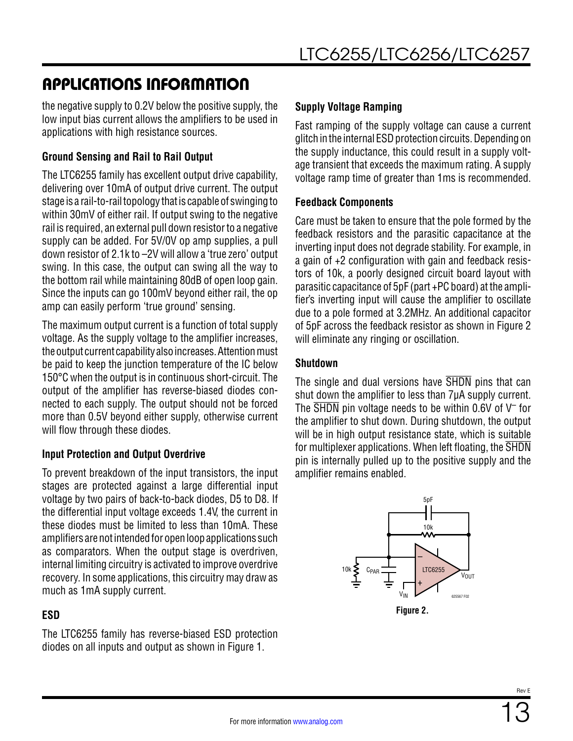## APPLICATIONS INFORMATION

the negative supply to 0.2V below the positive supply, the low input bias current allows the amplifiers to be used in applications with high resistance sources.

### Ground Sensing and Rail to Rail Output

The LTC6255 family has excellent output drive capability, delivering over 10mA of output drive current. The output stage is a rail-to-rail topology that is capable of swinging to within 30mV of either rail. If output swing to the negative rail is required, an external pull down resistor to a negative supply can be added. For 5V/0V op amp supplies, a pull down resistor of 2.1k to –2V will allow a 'true zero' output swing. In this case, the output can swing all the way to the bottom rail while maintaining 80dB of open loop gain. Since the inputs can go 100mV beyond either rail, the op amp can easily perform 'true ground' sensing.

The maximum output current is a function of total supply voltage. As the supply voltage to the amplifier increases, the output current capability also increases. Attention must be paid to keep the junction temperature of the IC below 150°C when the output is in continuous short-circuit. The output of the amplifier has reverse-biased diodes connected to each supply. The output should not be forced more than 0.5V beyond either supply, otherwise current will flow through these diodes.

### Input Protection and Output Overdrive

To prevent breakdown of the input transistors, the input stages are protected against a large differential input voltage by two pairs of back-to-back diodes, D5 to D8. If the differential input voltage exceeds 1.4V, the current in these diodes must be limited to less than 10mA. These amplifiers are not intended for open loop applications such as comparators. When the output stage is overdriven, internal limiting circuitry is activated to improve overdrive recovery. In some applications, this circuitry may draw as much as 1mA supply current.

### ESD

The LTC6255 family has reverse-biased ESD protection diodes on all inputs and output as shown in Figure 1.

### Supply Voltage Ramping

Fast ramping of the supply voltage can cause a current glitch in the internal ESD protection circuits. Depending on the supply inductance, this could result in a supply voltage transient that exceeds the maximum rating. A supply voltage ramp time of greater than 1ms is recommended.

### Feedback Components

Care must be taken to ensure that the pole formed by the feedback resistors and the parasitic capacitance at the inverting input does not degrade stability. For example, in a gain of +2 configuration with gain and feedback resistors of 10k, a poorly designed circuit board layout with parasitic capacitance of 5pF (part +PC board) at the amplifier's inverting input will cause the amplifier to oscillate due to a pole formed at 3.2MHz. An additional capacitor of 5pF across the feedback resistor as shown in Figure 2 will eliminate any ringing or oscillation.

### Shutdown

The single and dual versions have $\overline{SHDN}$ pins that can shut down the amplifier to less than 7µA supply current. The $\overline{SHDN}$ pin voltage needs to be within 0.6V of $V^-$ for the amplifier to shut down. During shutdown, the output will be in high output resistance state, which is suitable for multiplexer applications. When left floating, the $\overline{SHDN}$ pin is internally pulled up to the positive supply and the amplifier remains enabled.

Figure 2.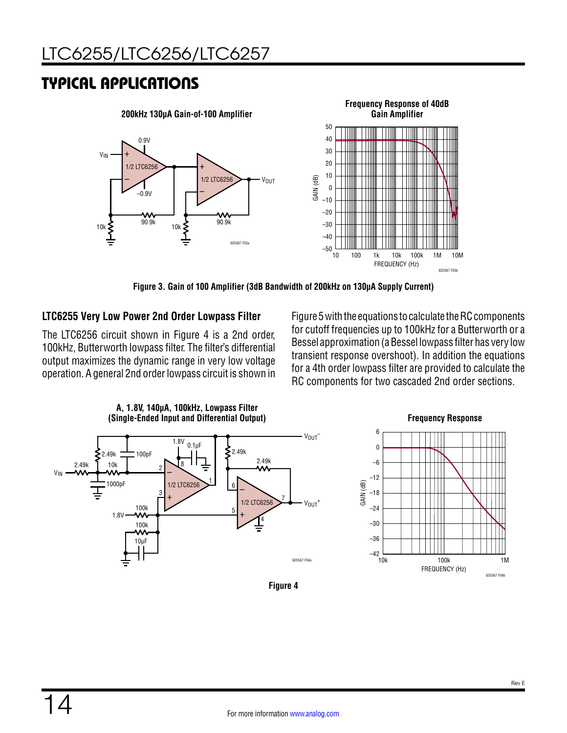## TYPICAL APPLICATIONS

**200kHz 130µA Gain-of-100 Amplifier**

**Frequency Response of 40dB Gain Amplifier**

**Figure 3. Gain of 100 Amplifier (3dB Bandwidth of 200kHz on 130µA Supply Current)**

### LTC6255 Very Low Power 2nd Order Lowpass Filter

The LTC6256 circuit shown in Figure 4 is a 2nd order, 100kHz, Butterworth lowpass filter. The filter's differential output maximizes the dynamic range in very low voltage operation. A general 2nd order lowpass circuit is shown in Figure 5 with the equations to calculate the RC components for cutoff frequencies up to 100kHz for a Butterworth or a Bessel approximation (a Bessel lowpass filter has very low transient response overshoot). In addition the equations for a 4th order lowpass filter are provided to calculate the RC components for two cascaded 2nd order sections.

**A, 1.8V, 140µA, 100kHz, Lowpass Filter (Single-Ended Input and Differential Output)**

**Frequency Response**

**Figure 4**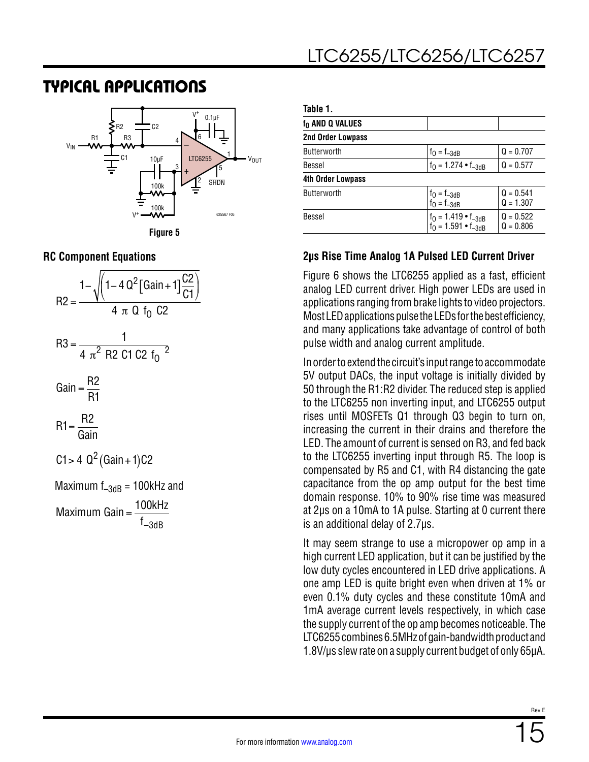## TYPICAL APPLICATIONS

Figure 5

### RC Component Equations

$$R2 = \frac{1 - \sqrt{\left(1 - 4\,Q^2\left[\text{Gain} + 1\right]\frac{C2}{C1}\right)}}{4\,\pi\,Q\,f_0\,C2}$$

$$R3 = \frac{1}{4\,\pi^2\,R2\,C1\,C2\,f_0{}^2}$$

$$\text{Gain} = \frac{R2}{R1}$$

$$R1 = \frac{R2}{\text{Gain}}$$

$$C1 > 4\,Q^2(\text{Gain} + 1)C2$$

Maximum $f_{-3dB}$ = 100kHz and

$$\text{Maximum Gain} = \frac{100\text{kHz}}{f_{-3dB}}$$

**Table 1.**

| $f_0$ AND Q VALUES | | |
|---|---|---|
| **2nd Order Lowpass** | | |
| Butterworth | $f_0 = f_{-3dB}$ | Q = 0.707 |
| Bessel | $f_0 = 1.274 \bullet f_{-3dB}$ | Q = 0.577 |
| **4th Order Lowpass** | | |
| Butterworth | $f_0 = f_{-3dB}$<br>$f_0 = f_{-3dB}$ | Q = 0.541<br>Q = 1.307 |
| Bessel | $f_0 = 1.419 \bullet f_{-3dB}$<br>$f_0 = 1.591 \bullet f_{-3dB}$ | Q = 0.522<br>Q = 0.806 |

### 2µs Rise Time Analog 1A Pulsed LED Current Driver

Figure 6 shows the LTC6255 applied as a fast, efficient analog LED current driver. High power LEDs are used in applications ranging from brake lights to video projectors. Most LED applications pulse the LEDs for the best efficiency, and many applications take advantage of control of both pulse width and analog current amplitude.

In order to extend the circuit's input range to accommodate 5V output DACs, the input voltage is initially divided by 50 through the R1:R2 divider. The reduced step is applied to the LTC6255 non inverting input, and LTC6255 output rises until MOSFETs Q1 through Q3 begin to turn on, increasing the current in their drains and therefore the LED. The amount of current is sensed on R3, and fed back to the LTC6255 inverting input through R5. The loop is compensated by R5 and C1, with R4 distancing the gate capacitance from the op amp output for the best time domain response. 10% to 90% rise time was measured at 2µs on a 10mA to 1A pulse. Starting at 0 current there is an additional delay of 2.7µs.

It may seem strange to use a micropower op amp in a high current LED application, but it can be justified by the low duty cycles encountered in LED drive applications. A one amp LED is quite bright even when driven at 1% or even 0.1% duty cycles and these constitute 10mA and 1mA average current levels respectively, in which case the supply current of the op amp becomes noticeable. The LTC6255 combines 6.5MHz of gain-bandwidth product and 1.8V/µs slew rate on a supply current budget of only 65µA.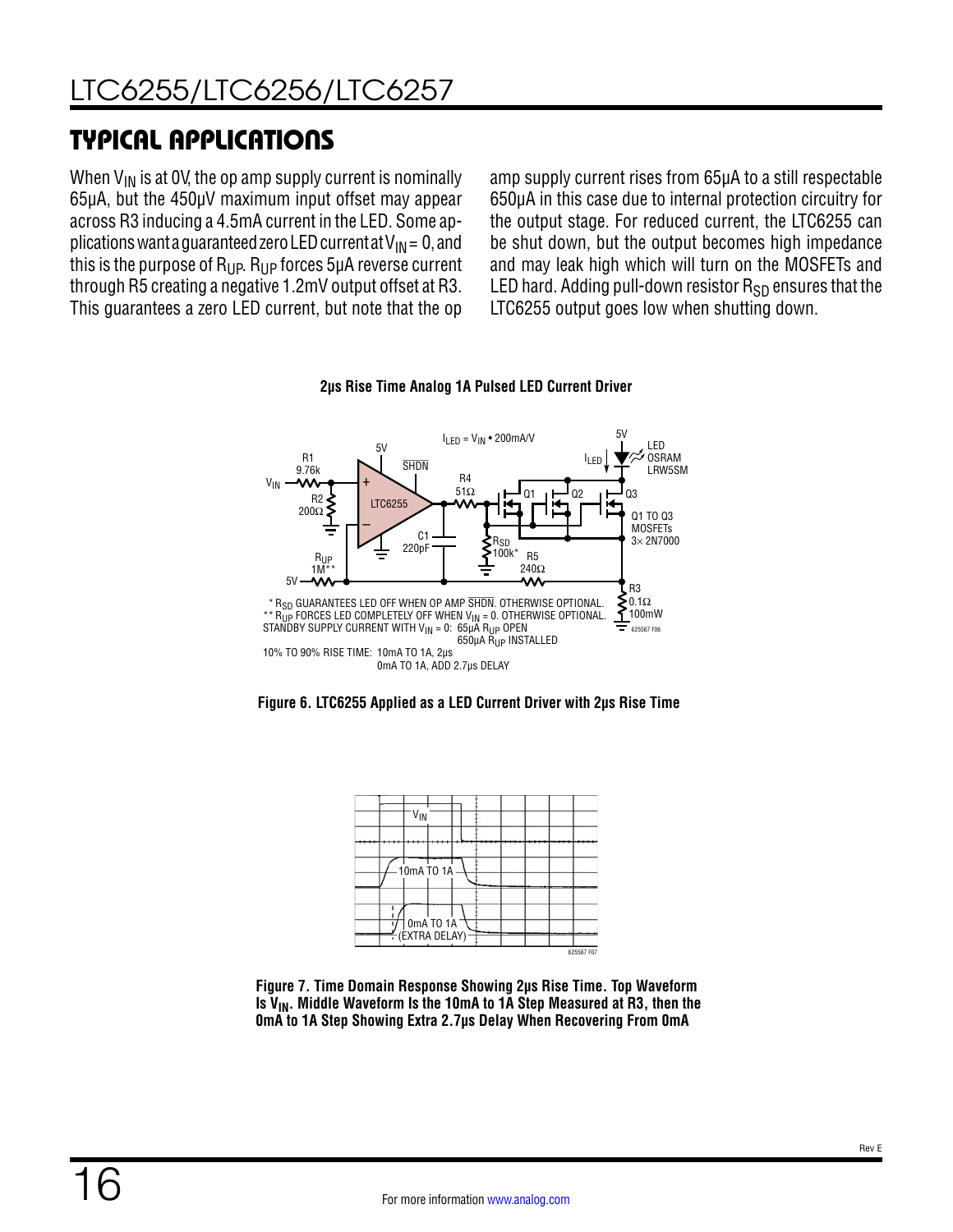## TYPICAL APPLICATIONS

When $V_{IN}$ is at 0V, the op amp supply current is nominally 65µA, but the 450µV maximum input offset may appear across R3 inducing a 4.5mA current in the LED. Some applications want a guaranteed zero LED current at $V_{IN}$ = 0, and this is the purpose of $R_{UP}$. $R_{UP}$ forces 5µA reverse current through R5 creating a negative 1.2mV output offset at R3. This guarantees a zero LED current, but note that the op amp supply current rises from 65µA to a still respectable 650µA in this case due to internal protection circuitry for the output stage. For reduced current, the LTC6255 can be shut down, but the output becomes high impedance and may leak high which will turn on the MOSFETs and LED hard. Adding pull-down resistor $R_{SD}$ ensures that the LTC6255 output goes low when shutting down.

**2µs Rise Time Analog 1A Pulsed LED Current Driver**

Figure 6. LTC6255 Applied as a LED Current Driver with 2µs Rise Time

Figure 7. Time Domain Response Showing 2µs Rise Time. Top Waveform Is $V_{IN}$. Middle Waveform Is the 10mA to 1A Step Measured at R3, then the 0mA to 1A Step Showing Extra 2.7µs Delay When Recovering From 0mA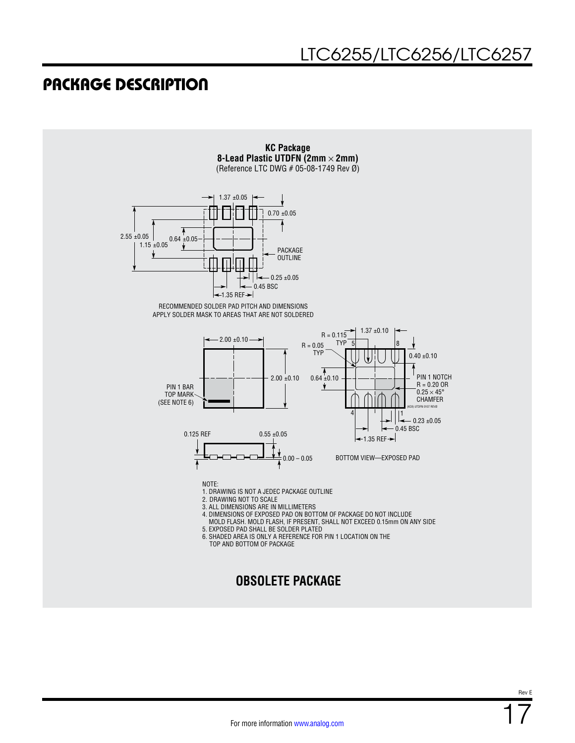## PACKAGE DESCRIPTION

**KC Package**
**8-Lead Plastic UTDFN (2mm × 2mm)**
(Reference LTC DWG # 05-08-1749 Rev Ø)

1.37 ±0.05
0.70 ±0.05
2.55 ±0.05
1.15 ±0.05
0.64 ±0.05
PACKAGE OUTLINE
0.25 ±0.05
0.45 BSC
1.35 REF

RECOMMENDED SOLDER PAD PITCH AND DIMENSIONS
APPLY SOLDER MASK TO AREAS THAT ARE NOT SOLDERED

2.00 ±0.10
2.00 ±0.10
PIN 1 BAR TOP MARK (SEE NOTE 6)

R = 0.115 TYP
R = 0.05 TYP
1.37 ±0.10
5
8
0.40 ±0.10
0.64 ±0.10
PIN 1 NOTCH R = 0.20 OR 0.25 × 45° CHAMFER
(KC8) UTDFN 0107 REVØ
4
1
0.23 ±0.05
0.45 BSC
1.35 REF

0.125 REF
0.55 ±0.05
0.00 – 0.05

BOTTOM VIEW—EXPOSED PAD

NOTE:
1. DRAWING IS NOT A JEDEC PACKAGE OUTLINE
2. DRAWING NOT TO SCALE
3. ALL DIMENSIONS ARE IN MILLIMETERS
4. DIMENSIONS OF EXPOSED PAD ON BOTTOM OF PACKAGE DO NOT INCLUDE MOLD FLASH. MOLD FLASH, IF PRESENT, SHALL NOT EXCEED 0.15mm ON ANY SIDE
5. EXPOSED PAD SHALL BE SOLDER PLATED
6. SHADED AREA IS ONLY A REFERENCE FOR PIN 1 LOCATION ON THE TOP AND BOTTOM OF PACKAGE

**OBSOLETE PACKAGE**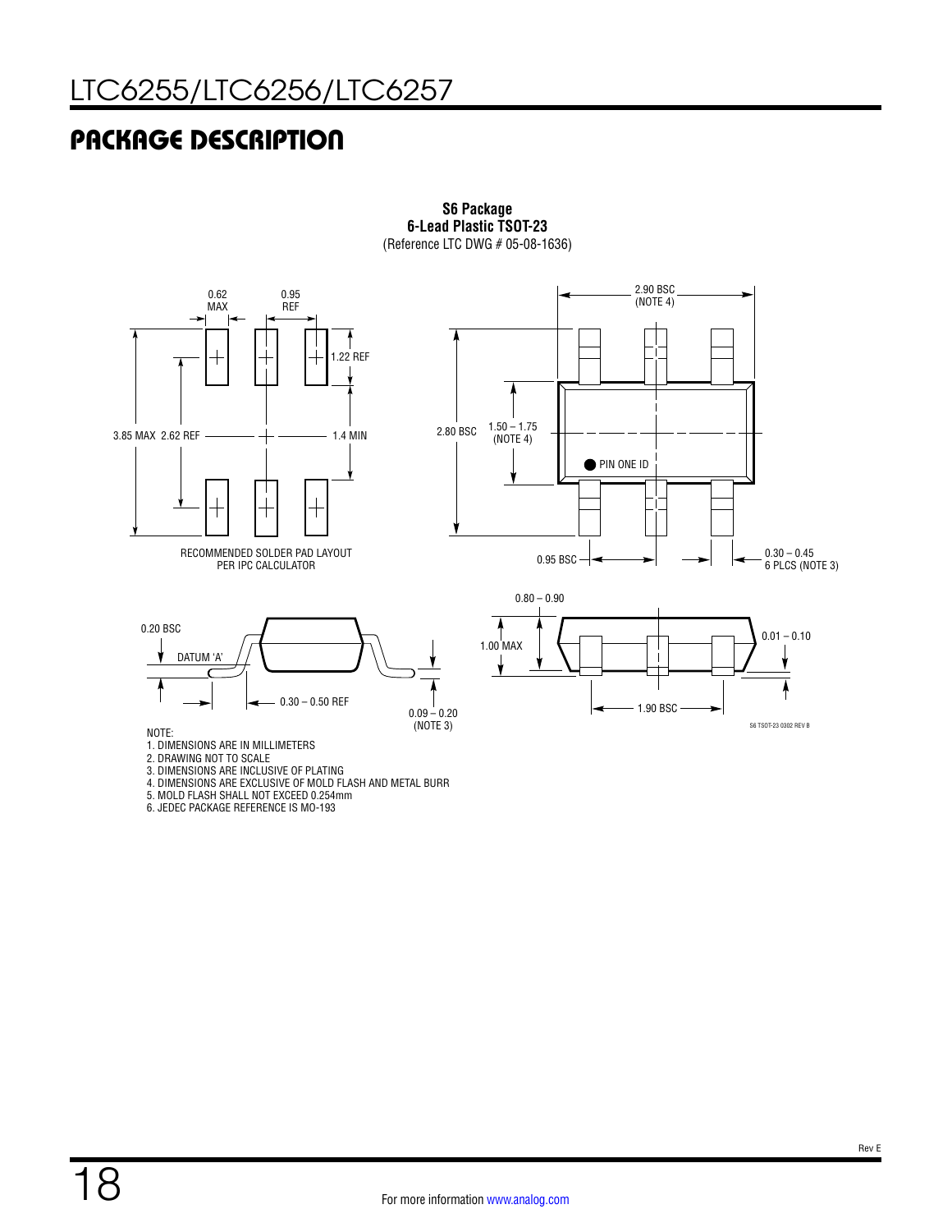## PACKAGE DESCRIPTION

**S6 Package**
**6-Lead Plastic TSOT-23**
(Reference LTC DWG # 05-08-1636)

0.62 MAX

0.95 REF

1.22 REF

3.85 MAX 2.62 REF

1.4 MIN

RECOMMENDED SOLDER PAD LAYOUT
PER IPC CALCULATOR

2.90 BSC
(NOTE 4)

2.80 BSC

1.50 – 1.75
(NOTE 4)

PIN ONE ID

0.95 BSC

0.30 – 0.45
6 PLCS (NOTE 3)

0.20 BSC

DATUM 'A'

0.30 – 0.50 REF

0.09 – 0.20
(NOTE 3)

0.80 – 0.90

1.00 MAX

0.01 – 0.10

1.90 BSC

S6 TSOT-23 0302 REV B

NOTE:
1. DIMENSIONS ARE IN MILLIMETERS
2. DRAWING NOT TO SCALE
3. DIMENSIONS ARE INCLUSIVE OF PLATING
4. DIMENSIONS ARE EXCLUSIVE OF MOLD FLASH AND METAL BURR
5. MOLD FLASH SHALL NOT EXCEED 0.254mm
6. JEDEC PACKAGE REFERENCE IS MO-193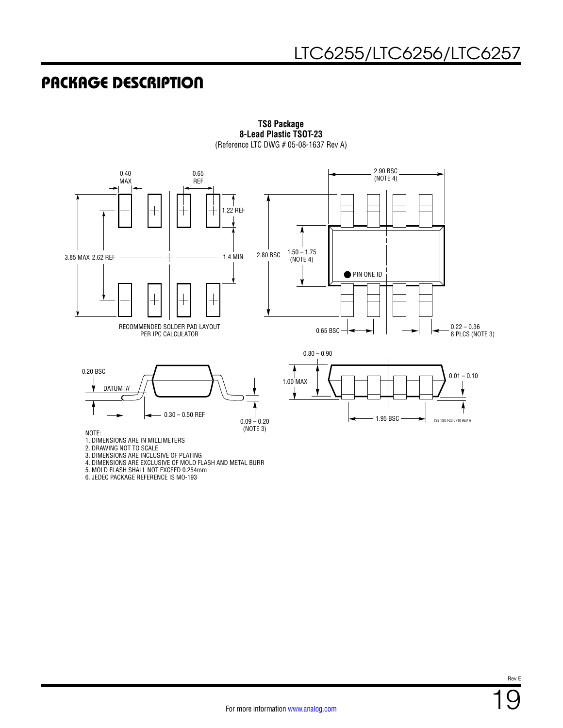# PACKAGE DESCRIPTION

**TS8 Package**
**8-Lead Plastic TSOT-23**
(Reference LTC DWG # 05-08-1637 Rev A)

0.40 MAX

0.65 REF

1.22 REF

3.85 MAX 2.62 REF

1.4 MIN

RECOMMENDED SOLDER PAD LAYOUT PER IPC CALCULATOR

2.90 BSC (NOTE 4)

2.80 BSC

1.50 – 1.75 (NOTE 4)

PIN ONE ID

0.65 BSC

0.22 – 0.36 8 PLCS (NOTE 3)

0.20 BSC

DATUM 'A'

0.30 – 0.50 REF

0.09 – 0.20 (NOTE 3)

0.80 – 0.90

1.00 MAX

0.01 – 0.10

1.95 BSC

TS8 TSOT-23 0710 REV A

NOTE:
1. DIMENSIONS ARE IN MILLIMETERS
2. DRAWING NOT TO SCALE
3. DIMENSIONS ARE INCLUSIVE OF PLATING
4. DIMENSIONS ARE EXCLUSIVE OF MOLD FLASH AND METAL BURR
5. MOLD FLASH SHALL NOT EXCEED 0.254mm
6. JEDEC PACKAGE REFERENCE IS MO-193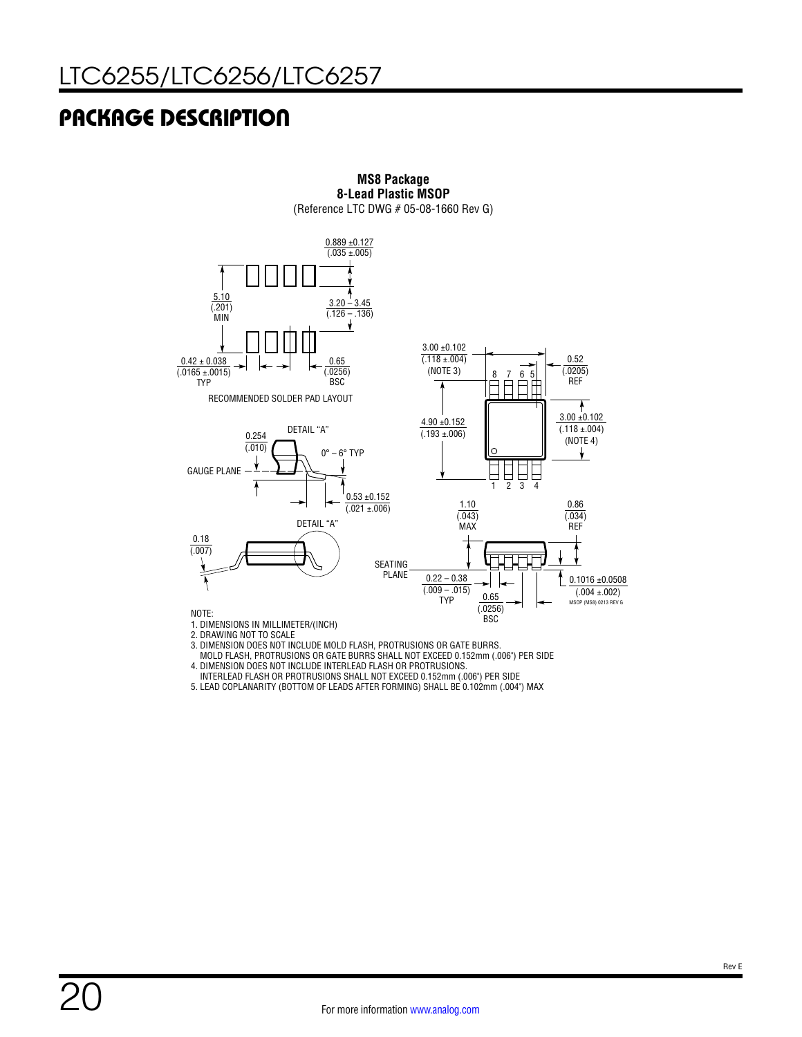# PACKAGE DESCRIPTION

**MS8 Package**
**8-Lead Plastic MSOP**
(Reference LTC DWG # 05-08-1660 Rev G)

0.889 ±0.127
(.035 ±.005)

5.10
(.201)
MIN

3.20 – 3.45
(.126 – .136)

0.42 ± 0.038
(.0165 ±.0015)
TYP

0.65
(.0256)
BSC

RECOMMENDED SOLDER PAD LAYOUT

3.00 ±0.102
(.118 ±.004)
(NOTE 3)

0.52
(.0205)
REF

4.90 ±0.152
(.193 ±.006)

3.00 ±0.102
(.118 ±.004)
(NOTE 4)

0.254
(.010)

DETAIL "A"

0° – 6° TYP

GAUGE PLANE

0.53 ±0.152
(.021 ±.006)

DETAIL "A"

0.18
(.007)

1.10
(.043)
MAX

0.86
(.034)
REF

SEATING PLANE

0.22 – 0.38
(.009 – .015)
TYP

0.65
(.0256)
BSC

0.1016 ±0.0508
(.004 ±.002)

MSOP (MS8) 0213 REV G

NOTE:
1. DIMENSIONS IN MILLIMETER/(INCH)
2. DRAWING NOT TO SCALE
3. DIMENSION DOES NOT INCLUDE MOLD FLASH, PROTRUSIONS OR GATE BURRS.
   MOLD FLASH, PROTRUSIONS OR GATE BURRS SHALL NOT EXCEED 0.152mm (.006") PER SIDE
4. DIMENSION DOES NOT INCLUDE INTERLEAD FLASH OR PROTRUSIONS.
   INTERLEAD FLASH OR PROTRUSIONS SHALL NOT EXCEED 0.152mm (.006") PER SIDE
5. LEAD COPLANARITY (BOTTOM OF LEADS AFTER FORMING) SHALL BE 0.102mm (.004") MAX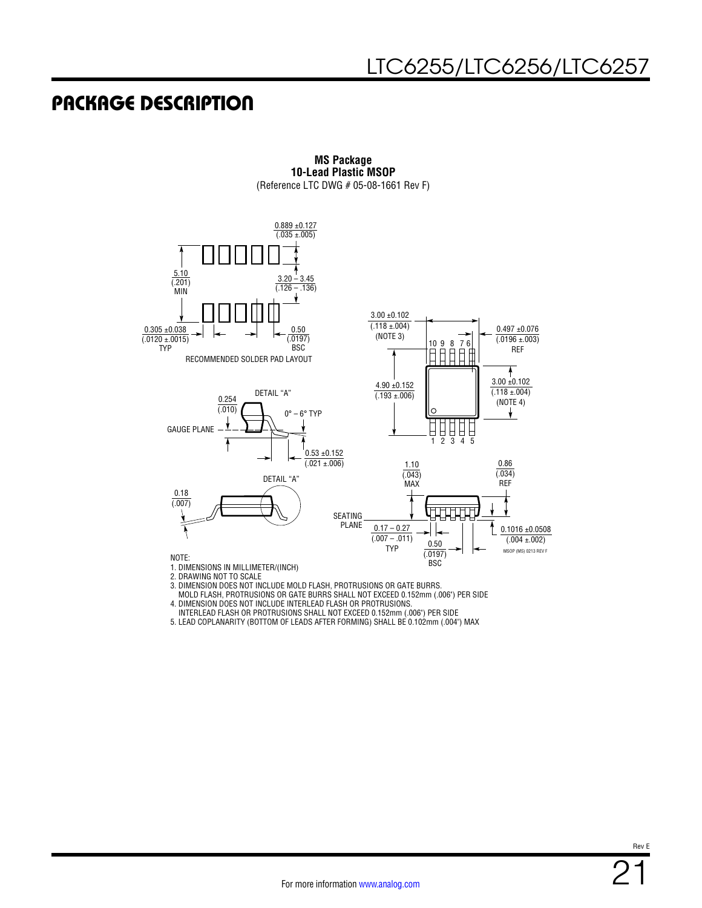# PACKAGE DESCRIPTION

**MS Package**
**10-Lead Plastic MSOP**
(Reference LTC DWG # 05-08-1661 Rev F)

0.889 ±0.127 (.035 ±.005)

5.10 (.201) MIN

3.20 – 3.45 (.126 – .136)

0.305 ±0.038 (.0120 ±.0015) TYP

0.50 (.0197) BSC

RECOMMENDED SOLDER PAD LAYOUT

3.00 ±0.102 (.118 ±.004) (NOTE 3)

0.497 ±0.076 (.0196 ±.003) REF

10 9 8 7 6

4.90 ±0.152 (.193 ±.006)

3.00 ±0.102 (.118 ±.004) (NOTE 4)

1 2 3 4 5

DETAIL "A"

0.254 (.010)

0° – 6° TYP

GAUGE PLANE

0.53 ±0.152 (.021 ±.006)

DETAIL "A"

0.18 (.007)

1.10 (.043) MAX

0.86 (.034) REF

SEATING PLANE

0.17 – 0.27 (.007 – .011) TYP

0.50 (.0197) BSC

0.1016 ±0.0508 (.004 ±.002)

MSOP (MS) 0213 REV F

NOTE:
1. DIMENSIONS IN MILLIMETER/(INCH)
2. DRAWING NOT TO SCALE
3. DIMENSION DOES NOT INCLUDE MOLD FLASH, PROTRUSIONS OR GATE BURRS. MOLD FLASH, PROTRUSIONS OR GATE BURRS SHALL NOT EXCEED 0.152mm (.006") PER SIDE
4. DIMENSION DOES NOT INCLUDE INTERLEAD FLASH OR PROTRUSIONS. INTERLEAD FLASH OR PROTRUSIONS SHALL NOT EXCEED 0.152mm (.006") PER SIDE
5. LEAD COPLANARITY (BOTTOM OF LEADS AFTER FORMING) SHALL BE 0.102mm (.004") MAX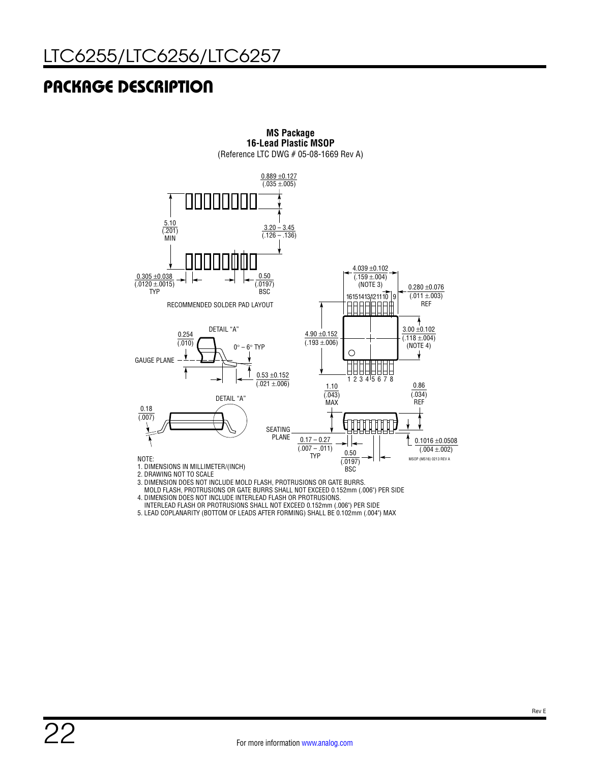# PACKAGE DESCRIPTION

**MS Package**
**16-Lead Plastic MSOP**
(Reference LTC DWG # 05-08-1669 Rev A)

0.889 ±0.127 (.035 ±.005)

5.10 (.201) MIN

3.20 – 3.45 (.126 – .136)

0.305 ±0.038 (.0120 ±.0015) TYP

0.50 (.0197) BSC

RECOMMENDED SOLDER PAD LAYOUT

4.039 ±0.102 (.159 ±.004) (NOTE 3)

0.280 ±0.076 (.011 ±.003) REF

16 15 14 13 12 11 10 9

4.90 ±0.152 (.193 ±.006)

3.00 ±0.102 (.118 ±.004) (NOTE 4)

1 2 3 4 5 6 7 8

DETAIL "A"

0.254 (.010)

0° – 6° TYP

GAUGE PLANE

0.53 ±0.152 (.021 ±.006)

DETAIL "A"

0.18 (.007)

1.10 (.043) MAX

0.86 (.034) REF

SEATING PLANE

0.17 – 0.27 (.007 – .011) TYP

0.50 (.0197) BSC

0.1016 ±0.0508 (.004 ±.002)

MSOP (MS16) 0213 REV A

NOTE:
1. DIMENSIONS IN MILLIMETER/(INCH)
2. DRAWING NOT TO SCALE
3. DIMENSION DOES NOT INCLUDE MOLD FLASH, PROTRUSIONS OR GATE BURRS. MOLD FLASH, PROTRUSIONS OR GATE BURRS SHALL NOT EXCEED 0.152mm (.006") PER SIDE
4. DIMENSION DOES NOT INCLUDE INTERLEAD FLASH OR PROTRUSIONS. INTERLEAD FLASH OR PROTRUSIONS SHALL NOT EXCEED 0.152mm (.006") PER SIDE
5. LEAD COPLANARITY (BOTTOM OF LEADS AFTER FORMING) SHALL BE 0.102mm (.004") MAX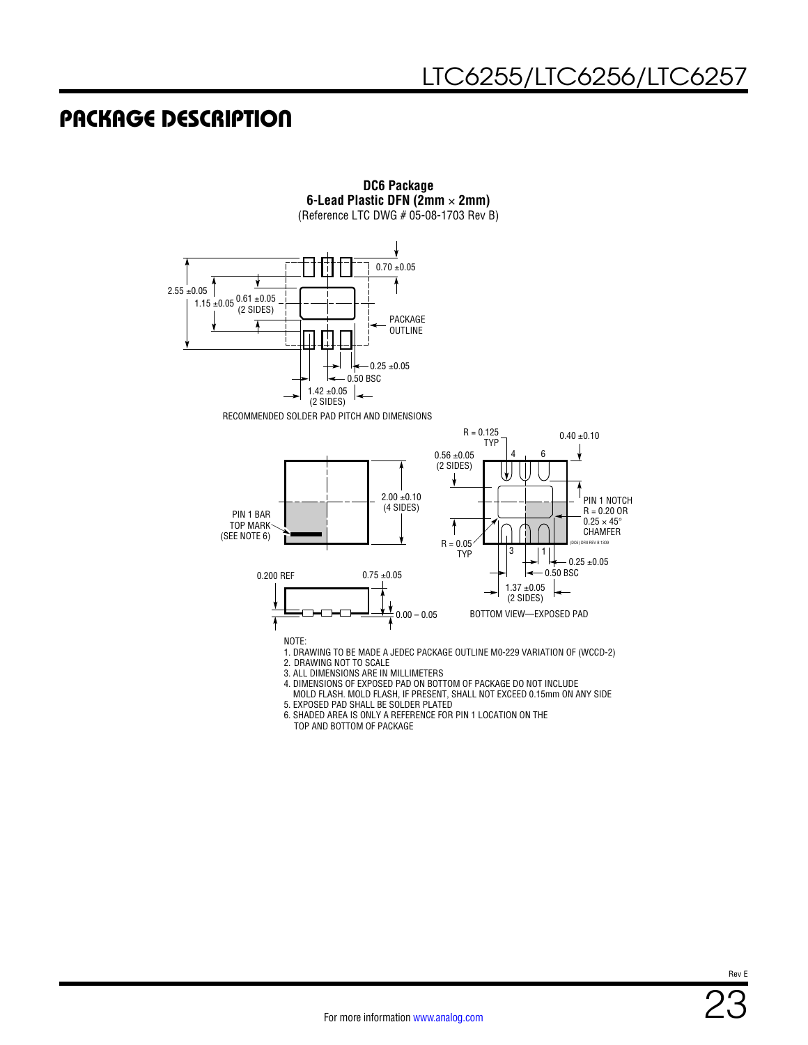# PACKAGE DESCRIPTION

**DC6 Package**
**6-Lead Plastic DFN (2mm × 2mm)**
(Reference LTC DWG # 05-08-1703 Rev B)

2.55 ±0.05
1.15 ±0.05
0.61 ±0.05 (2 SIDES)
0.70 ±0.05
PACKAGE OUTLINE
0.25 ±0.05
0.50 BSC
1.42 ±0.05 (2 SIDES)

RECOMMENDED SOLDER PAD PITCH AND DIMENSIONS

PIN 1 BAR TOP MARK (SEE NOTE 6)
2.00 ±0.10 (4 SIDES)
0.200 REF
0.75 ±0.05
0.00 – 0.05

R = 0.125 TYP
0.56 ±0.05 (2 SIDES)
0.40 ±0.10
PIN 1 NOTCH R = 0.20 OR 0.25 × 45° CHAMFER
R = 0.05 TYP
0.25 ±0.05
0.50 BSC
1.37 ±0.05 (2 SIDES)

BOTTOM VIEW—EXPOSED PAD

(DC6) DFN REV B 1309

NOTE:
1. DRAWING TO BE MADE A JEDEC PACKAGE OUTLINE M0-229 VARIATION OF (WCCD-2)
2. DRAWING NOT TO SCALE
3. ALL DIMENSIONS ARE IN MILLIMETERS
4. DIMENSIONS OF EXPOSED PAD ON BOTTOM OF PACKAGE DO NOT INCLUDE MOLD FLASH. MOLD FLASH, IF PRESENT, SHALL NOT EXCEED 0.15mm ON ANY SIDE
5. EXPOSED PAD SHALL BE SOLDER PLATED
6. SHADED AREA IS ONLY A REFERENCE FOR PIN 1 LOCATION ON THE TOP AND BOTTOM OF PACKAGE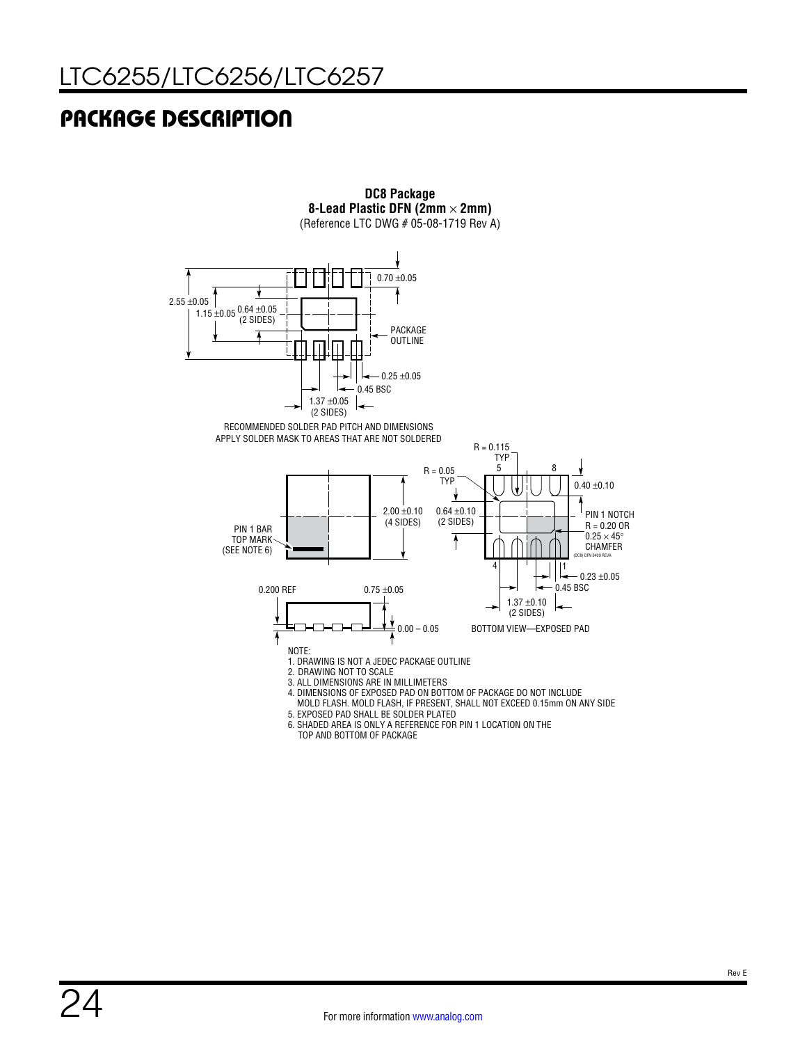# PACKAGE DESCRIPTION

**DC8 Package**
**8-Lead Plastic DFN (2mm × 2mm)**
(Reference LTC DWG # 05-08-1719 Rev A)

2.55 ±0.05
1.15 ±0.05
0.64 ±0.05 (2 SIDES)
0.70 ±0.05
PACKAGE OUTLINE
0.25 ±0.05
0.45 BSC
1.37 ±0.05 (2 SIDES)

RECOMMENDED SOLDER PAD PITCH AND DIMENSIONS
APPLY SOLDER MASK TO AREAS THAT ARE NOT SOLDERED

PIN 1 BAR TOP MARK (SEE NOTE 6)
2.00 ±0.10 (4 SIDES)
R = 0.05 TYP
R = 0.115 TYP
0.64 ±0.10 (2 SIDES)
0.40 ±0.10
PIN 1 NOTCH R = 0.20 OR 0.25 × 45° CHAMFER
(DC8) DFN 0409 REVA
0.23 ±0.05
0.45 BSC
1.37 ±0.10 (2 SIDES)
0.200 REF
0.75 ±0.05
0.00 – 0.05
BOTTOM VIEW—EXPOSED PAD

NOTE:
1. DRAWING IS NOT A JEDEC PACKAGE OUTLINE
2. DRAWING NOT TO SCALE
3. ALL DIMENSIONS ARE IN MILLIMETERS
4. DIMENSIONS OF EXPOSED PAD ON BOTTOM OF PACKAGE DO NOT INCLUDE MOLD FLASH. MOLD FLASH, IF PRESENT, SHALL NOT EXCEED 0.15mm ON ANY SIDE
5. EXPOSED PAD SHALL BE SOLDER PLATED
6. SHADED AREA IS ONLY A REFERENCE FOR PIN 1 LOCATION ON THE TOP AND BOTTOM OF PACKAGE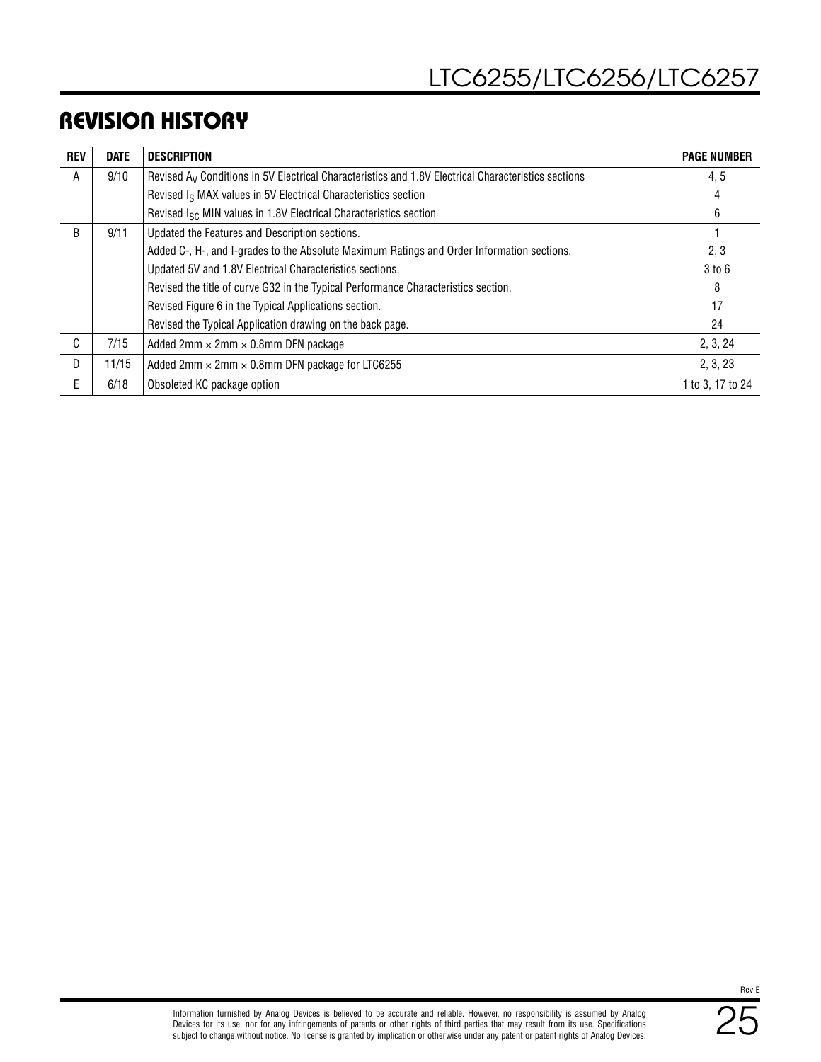## REVISION HISTORY

| REV | DATE | DESCRIPTION | PAGE NUMBER |
|---|---|---|---|
| A | 9/10 | Revised $A_V$ Conditions in 5V Electrical Characteristics and 1.8V Electrical Characteristics sections | 4, 5 |
| | | Revised $I_S$ MAX values in 5V Electrical Characteristics section | 4 |
| | | Revised $I_{SC}$ MIN values in 1.8V Electrical Characteristics section | 6 |
| B | 9/11 | Updated the Features and Description sections. | 1 |
| | | Added C-, H-, and I-grades to the Absolute Maximum Ratings and Order Information sections. | 2, 3 |
| | | Updated 5V and 1.8V Electrical Characteristics sections. | 3 to 6 |
| | | Revised the title of curve G32 in the Typical Performance Characteristics section. | 8 |
| | | Revised Figure 6 in the Typical Applications section. | 17 |
| | | Revised the Typical Application drawing on the back page. | 24 |
| C | 7/15 | Added 2mm × 2mm × 0.8mm DFN package | 2, 3, 24 |
| D | 11/15 | Added 2mm × 2mm × 0.8mm DFN package for LTC6255 | 2, 3, 23 |
| E | 6/18 | Obsoleted KC package option | 1 to 3, 17 to 24 |

Information furnished by Analog Devices is believed to be accurate and reliable. However, no responsibility is assumed by Analog Devices for its use, nor for any infringements of patents or other rights of third parties that may result from its use. Specifications subject to change without notice. No license is granted by implication or otherwise under any patent or patent rights of Analog Devices.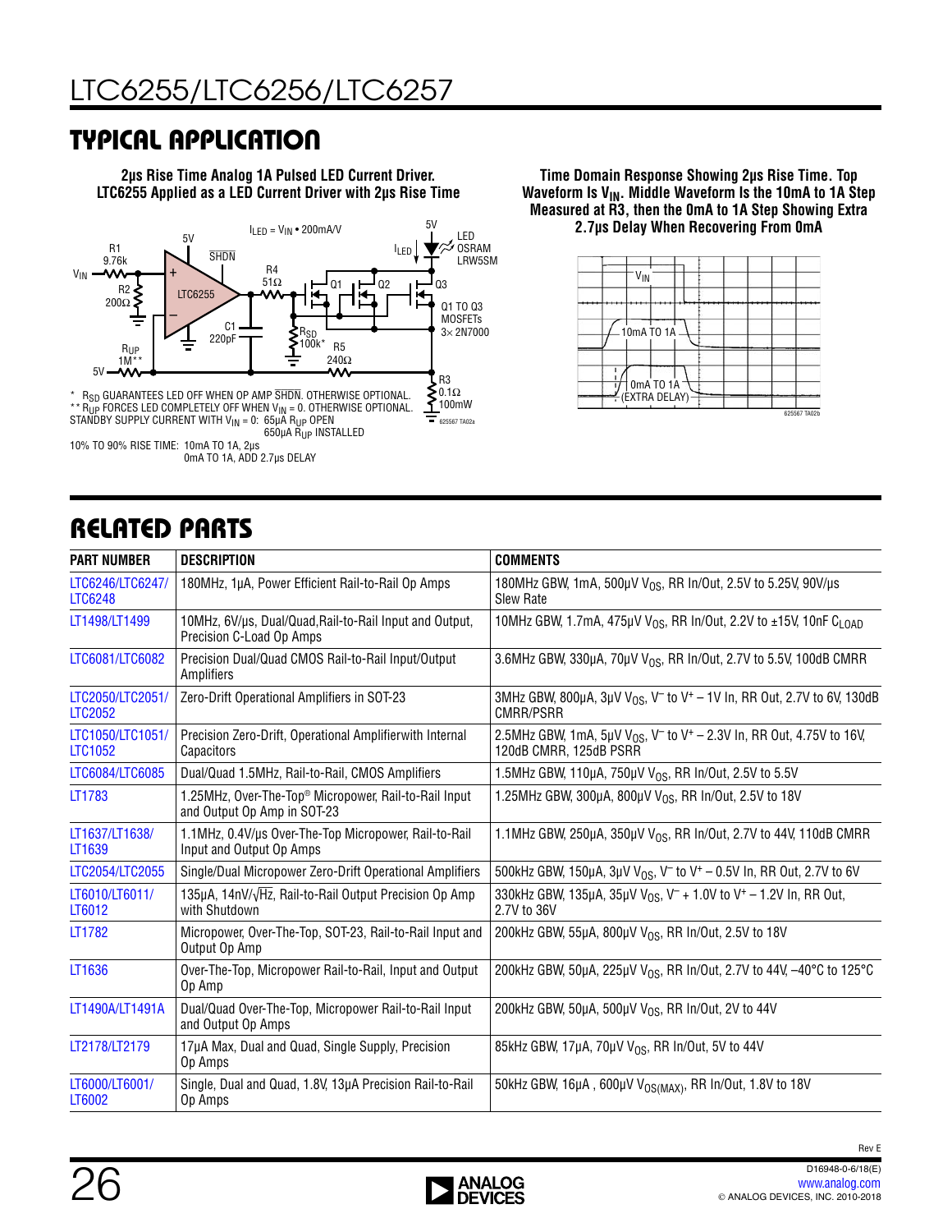## TYPICAL APPLICATION

**2μs Rise Time Analog 1A Pulsed LED Current Driver. LTC6255 Applied as a LED Current Driver with 2μs Rise Time**

$I_{LED} = V_{IN} \cdot 200mA/V$

5V

R1 9.76k

$V_{IN}$

R2 200Ω

LTC6255

$\overline{SHDN}$

R4 51Ω

C1 220pF

$R_{UP}$ 1M**

5V

$R_{SD}$ 100k*

R5 240Ω

Q1

Q2

Q3

$I_{LED}$

LED OSRAM LRW5SM

Q1 TO Q3 MOSFETs 3× 2N7000

R3 0.1Ω 100mW

\* $R_{SD}$ GUARANTEES LED OFF WHEN OP AMP $\overline{SHDN}$. OTHERWISE OPTIONAL.
\*\* $R_{UP}$ FORCES LED COMPLETELY OFF WHEN $V_{IN}$ = 0. OTHERWISE OPTIONAL.
STANDBY SUPPLY CURRENT WITH $V_{IN}$ = 0: 65μA $R_{UP}$ OPEN
650μA $R_{UP}$ INSTALLED

10% TO 90% RISE TIME: 10mA TO 1A, 2μs
0mA TO 1A, ADD 2.7μs DELAY

625567 TA02a

**Time Domain Response Showing 2μs Rise Time. Top Waveform Is $V_{IN}$. Middle Waveform Is the 10mA to 1A Step Measured at R3, then the 0mA to 1A Step Showing Extra 2.7μs Delay When Recovering From 0mA**

$V_{IN}$

10mA TO 1A

0mA TO 1A (EXTRA DELAY)

625567 TA02b

## RELATED PARTS

| PART NUMBER | DESCRIPTION | COMMENTS |
|---|---|---|
| LTC6246/LTC6247/ LTC6248 | 180MHz, 1μA, Power Efficient Rail-to-Rail Op Amps | 180MHz GBW, 1mA, 500μV $V_{OS}$, RR In/Out, 2.5V to 5.25V, 90V/μs Slew Rate |
| LT1498/LT1499 | 10MHz, 6V/μs, Dual/Quad,Rail-to-Rail Input and Output, Precision C-Load Op Amps | 10MHz GBW, 1.7mA, 475μV $V_{OS}$, RR In/Out, 2.2V to ±15V, 10nF $C_{LOAD}$ |
| LTC6081/LTC6082 | Precision Dual/Quad CMOS Rail-to-Rail Input/Output Amplifiers | 3.6MHz GBW, 330μA, 70μV $V_{OS}$, RR In/Out, 2.7V to 5.5V, 100dB CMRR |
| LTC2050/LTC2051/ LTC2052 | Zero-Drift Operational Amplifiers in SOT-23 | 3MHz GBW, 800μA, 3μV $V_{OS}$, $V^-$ to $V^+$ – 1V In, RR Out, 2.7V to 6V, 130dB CMRR/PSRR |
| LTC1050/LTC1051/ LTC1052 | Precision Zero-Drift, Operational Amplifierwith Internal Capacitors | 2.5MHz GBW, 1mA, 5μV $V_{OS}$, $V^-$ to $V^+$ – 2.3V In, RR Out, 4.75V to 16V, 120dB CMRR, 125dB PSRR |
| LTC6084/LTC6085 | Dual/Quad 1.5MHz, Rail-to-Rail, CMOS Amplifiers | 1.5MHz GBW, 110μA, 750μV $V_{OS}$, RR In/Out, 2.5V to 5.5V |
| LT1783 | 1.25MHz, Over-The-Top® Micropower, Rail-to-Rail Input and Output Op Amp in SOT-23 | 1.25MHz GBW, 300μA, 800μV $V_{OS}$, RR In/Out, 2.5V to 18V |
| LT1637/LT1638/ LT1639 | 1.1MHz, 0.4V/μs Over-The-Top Micropower, Rail-to-Rail Input and Output Op Amps | 1.1MHz GBW, 250μA, 350μV $V_{OS}$, RR In/Out, 2.7V to 44V, 110dB CMRR |
| LTC2054/LTC2055 | Single/Dual Micropower Zero-Drift Operational Amplifiers | 500kHz GBW, 150μA, 3μV $V_{OS}$, $V^-$ to $V^+$ – 0.5V In, RR Out, 2.7V to 6V |
| LT6010/LT6011/ LT6012 | 135μA, 14nV/√Hz, Rail-to-Rail Output Precision Op Amp with Shutdown | 330kHz GBW, 135μA, 35μV $V_{OS}$, $V^-$ + 1.0V to $V^+$ – 1.2V In, RR Out, 2.7V to 36V |
| LT1782 | Micropower, Over-The-Top, SOT-23, Rail-to-Rail Input and Output Op Amp | 200kHz GBW, 55μA, 800μV $V_{OS}$, RR In/Out, 2.5V to 18V |
| LT1636 | Over-The-Top, Micropower Rail-to-Rail, Input and Output Op Amp | 200kHz GBW, 50μA, 225μV $V_{OS}$, RR In/Out, 2.7V to 44V, –40°C to 125°C |
| LT1490A/LT1491A | Dual/Quad Over-The-Top, Micropower Rail-to-Rail Input and Output Op Amps | 200kHz GBW, 50μA, 500μV $V_{OS}$, RR In/Out, 2V to 44V |
| LT2178/LT2179 | 17μA Max, Dual and Quad, Single Supply, Precision Op Amps | 85kHz GBW, 17μA, 70μV $V_{OS}$, RR In/Out, 5V to 44V |
| LT6000/LT6001/ LT6002 | Single, Dual and Quad, 1.8V, 13μA Precision Rail-to-Rail Op Amps | 50kHz GBW, 16μA , 600μV $V_{OS(MAX)}$, RR In/Out, 1.8V to 18V |

Rev E

D16948-0-6/18(E)
www.analog.com
© ANALOG DEVICES, INC. 2010-2018